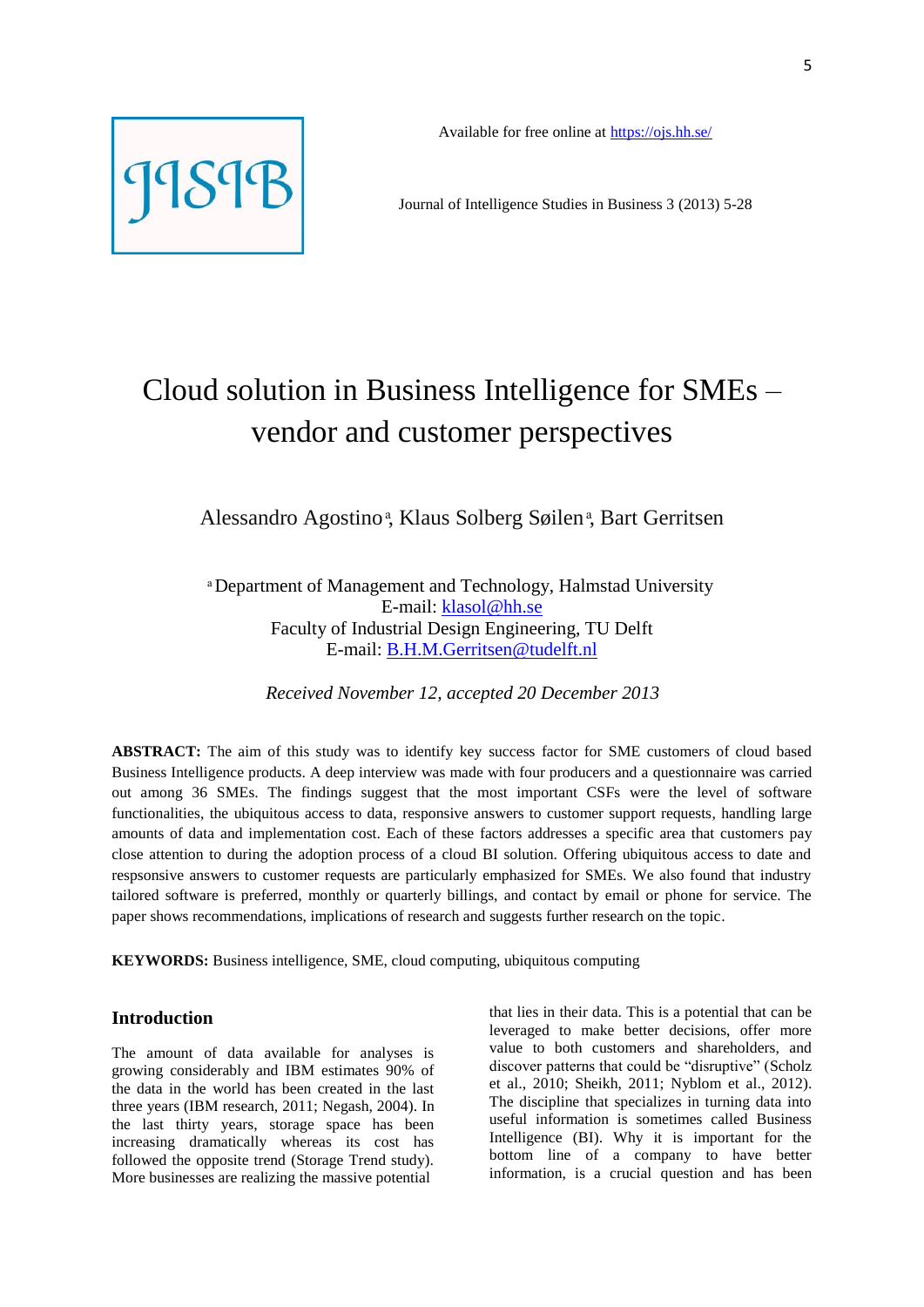Available for free online at https://ojs.hh.se/

Journal of Intelligence Studies in Business 3 (2013) 5-28

# Cloud solution in Business Intelligence for SMEs – vendor and customer perspectives

Alessandro Agostino[a], Klaus Solberg Søilen[a], Bart Gerritsen

[a] Department of Management and Technology, Halmstad University
E-mail: klasol@hh.se
Faculty of Industrial Design Engineering, TU Delft
E-mail: B.H.M.Gerritsen@tudelft.nl

*Received November 12, accepted 20 December 2013*

**ABSTRACT:** The aim of this study was to identify key success factor for SME customers of cloud based Business Intelligence products. A deep interview was made with four producers and a questionnaire was carried out among 36 SMEs. The findings suggest that the most important CSFs were the level of software functionalities, the ubiquitous access to data, responsive answers to customer support requests, handling large amounts of data and implementation cost. Each of these factors addresses a specific area that customers pay close attention to during the adoption process of a cloud BI solution. Offering ubiquitous access to date and respsonsive answers to customer requests are particularly emphasized for SMEs. We also found that industry tailored software is preferred, monthly or quarterly billings, and contact by email or phone for service. The paper shows recommendations, implications of research and suggests further research on the topic.

**KEYWORDS:** Business intelligence, SME, cloud computing, ubiquitous computing

## Introduction

The amount of data available for analyses is growing considerably and IBM estimates 90% of the data in the world has been created in the last three years (IBM research, 2011; Negash, 2004). In the last thirty years, storage space has been increasing dramatically whereas its cost has followed the opposite trend (Storage Trend study). More businesses are realizing the massive potential that lies in their data. This is a potential that can be leveraged to make better decisions, offer more value to both customers and shareholders, and discover patterns that could be "disruptive" (Scholz et al., 2010; Sheikh, 2011; Nyblom et al., 2012). The discipline that specializes in turning data into useful information is sometimes called Business Intelligence (BI). Why it is important for the bottom line of a company to have better information, is a crucial question and has been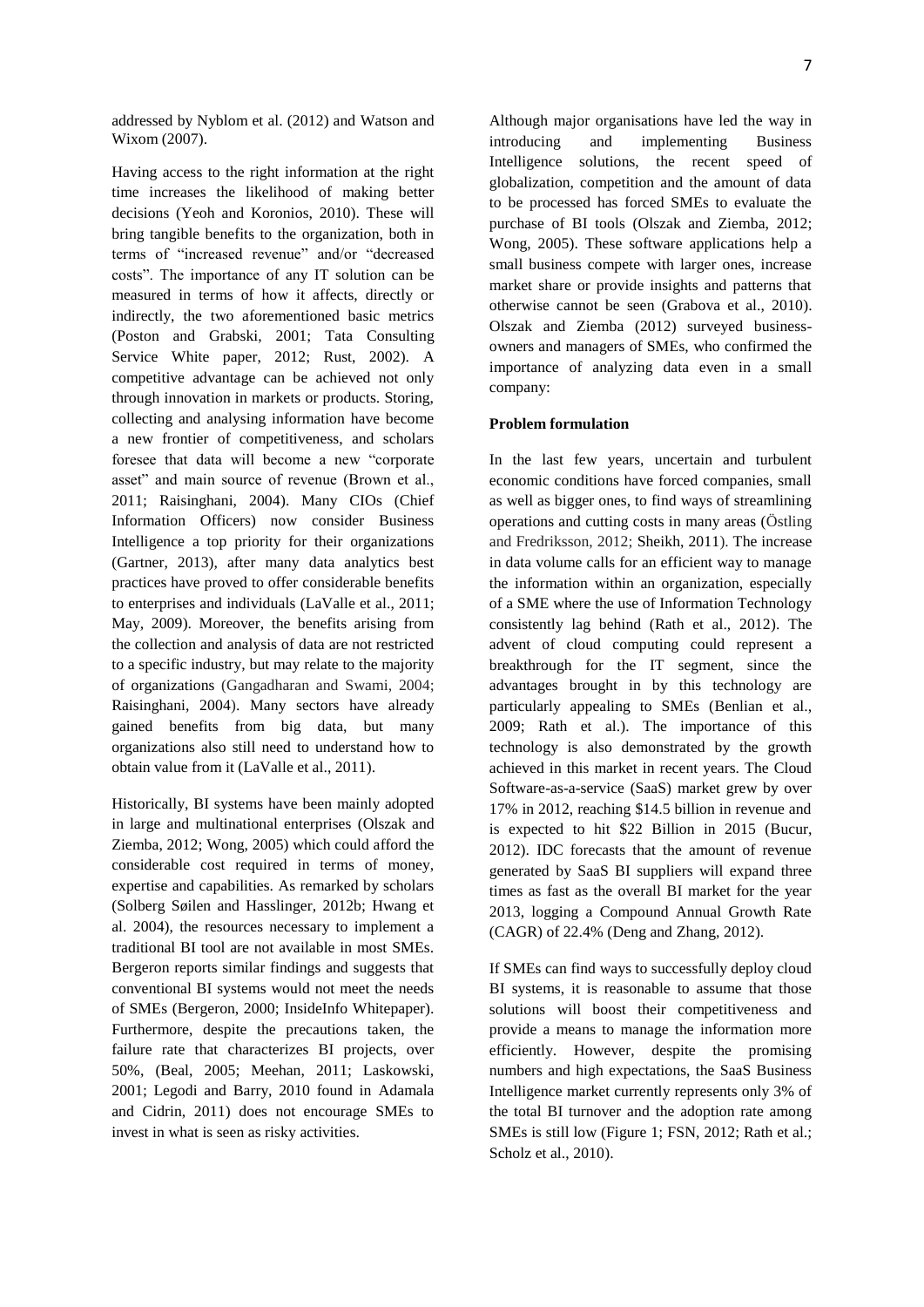addressed by Nyblom et al. (2012) and Watson and Wixom (2007).

Having access to the right information at the right time increases the likelihood of making better decisions (Yeoh and Koronios, 2010). These will bring tangible benefits to the organization, both in terms of "increased revenue" and/or "decreased costs". The importance of any IT solution can be measured in terms of how it affects, directly or indirectly, the two aforementioned basic metrics (Poston and Grabski, 2001; Tata Consulting Service White paper, 2012; Rust, 2002). A competitive advantage can be achieved not only through innovation in markets or products. Storing, collecting and analysing information have become a new frontier of competitiveness, and scholars foresee that data will become a new "corporate asset" and main source of revenue (Brown et al., 2011; Raisinghani, 2004). Many CIOs (Chief Information Officers) now consider Business Intelligence a top priority for their organizations (Gartner, 2013), after many data analytics best practices have proved to offer considerable benefits to enterprises and individuals (LaValle et al., 2011; May, 2009). Moreover, the benefits arising from the collection and analysis of data are not restricted to a specific industry, but may relate to the majority of organizations (Gangadharan and Swami, 2004; Raisinghani, 2004). Many sectors have already gained benefits from big data, but many organizations also still need to understand how to obtain value from it (LaValle et al., 2011).

Historically, BI systems have been mainly adopted in large and multinational enterprises (Olszak and Ziemba, 2012; Wong, 2005) which could afford the considerable cost required in terms of money, expertise and capabilities. As remarked by scholars (Solberg Søilen and Hasslinger, 2012b; Hwang et al. 2004), the resources necessary to implement a traditional BI tool are not available in most SMEs. Bergeron reports similar findings and suggests that conventional BI systems would not meet the needs of SMEs (Bergeron, 2000; InsideInfo Whitepaper). Furthermore, despite the precautions taken, the failure rate that characterizes BI projects, over 50%, (Beal, 2005; Meehan, 2011; Laskowski, 2001; Legodi and Barry, 2010 found in Adamala and Cidrin, 2011) does not encourage SMEs to invest in what is seen as risky activities.

Although major organisations have led the way in introducing and implementing Business Intelligence solutions, the recent speed of globalization, competition and the amount of data to be processed has forced SMEs to evaluate the purchase of BI tools (Olszak and Ziemba, 2012; Wong, 2005). These software applications help a small business compete with larger ones, increase market share or provide insights and patterns that otherwise cannot be seen (Grabova et al., 2010). Olszak and Ziemba (2012) surveyed business-owners and managers of SMEs, who confirmed the importance of analyzing data even in a small company:

**Problem formulation**

In the last few years, uncertain and turbulent economic conditions have forced companies, small as well as bigger ones, to find ways of streamlining operations and cutting costs in many areas (Östling and Fredriksson, 2012; Sheikh, 2011). The increase in data volume calls for an efficient way to manage the information within an organization, especially of a SME where the use of Information Technology consistently lag behind (Rath et al., 2012). The advent of cloud computing could represent a breakthrough for the IT segment, since the advantages brought in by this technology are particularly appealing to SMEs (Benlian et al., 2009; Rath et al.). The importance of this technology is also demonstrated by the growth achieved in this market in recent years. The Cloud Software-as-a-service (SaaS) market grew by over 17% in 2012, reaching \$14.5 billion in revenue and is expected to hit \$22 Billion in 2015 (Bucur, 2012). IDC forecasts that the amount of revenue generated by SaaS BI suppliers will expand three times as fast as the overall BI market for the year 2013, logging a Compound Annual Growth Rate (CAGR) of 22.4% (Deng and Zhang, 2012).

If SMEs can find ways to successfully deploy cloud BI systems, it is reasonable to assume that those solutions will boost their competitiveness and provide a means to manage the information more efficiently. However, despite the promising numbers and high expectations, the SaaS Business Intelligence market currently represents only 3% of the total BI turnover and the adoption rate among SMEs is still low (Figure 1; FSN, 2012; Rath et al.; Scholz et al., 2010).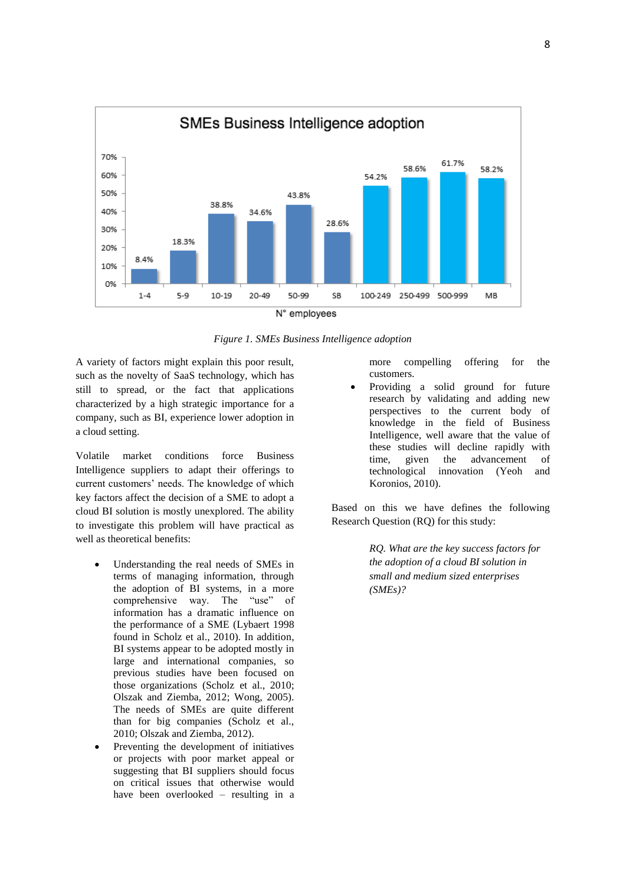*Figure 1. SMEs Business Intelligence adoption*

A variety of factors might explain this poor result, such as the novelty of SaaS technology, which has still to spread, or the fact that applications characterized by a high strategic importance for a company, such as BI, experience lower adoption in a cloud setting.

Volatile market conditions force Business Intelligence suppliers to adapt their offerings to current customers' needs. The knowledge of which key factors affect the decision of a SME to adopt a cloud BI solution is mostly unexplored. The ability to investigate this problem will have practical as well as theoretical benefits:

- Understanding the real needs of SMEs in terms of managing information, through the adoption of BI systems, in a more comprehensive way. The "use" of information has a dramatic influence on the performance of a SME (Lybaert 1998 found in Scholz et al., 2010). In addition, BI systems appear to be adopted mostly in large and international companies, so previous studies have been focused on those organizations (Scholz et al., 2010; Olszak and Ziemba, 2012; Wong, 2005). The needs of SMEs are quite different than for big companies (Scholz et al., 2010; Olszak and Ziemba, 2012).
- Preventing the development of initiatives or projects with poor market appeal or suggesting that BI suppliers should focus on critical issues that otherwise would have been overlooked – resulting in a more compelling offering for the customers.
- Providing a solid ground for future research by validating and adding new perspectives to the current body of knowledge in the field of Business Intelligence, well aware that the value of these studies will decline rapidly with time, given the advancement of technological innovation (Yeoh and Koronios, 2010).

Based on this we have defines the following Research Question (RQ) for this study:

> *RQ. What are the key success factors for the adoption of a cloud BI solution in small and medium sized enterprises (SMEs)?*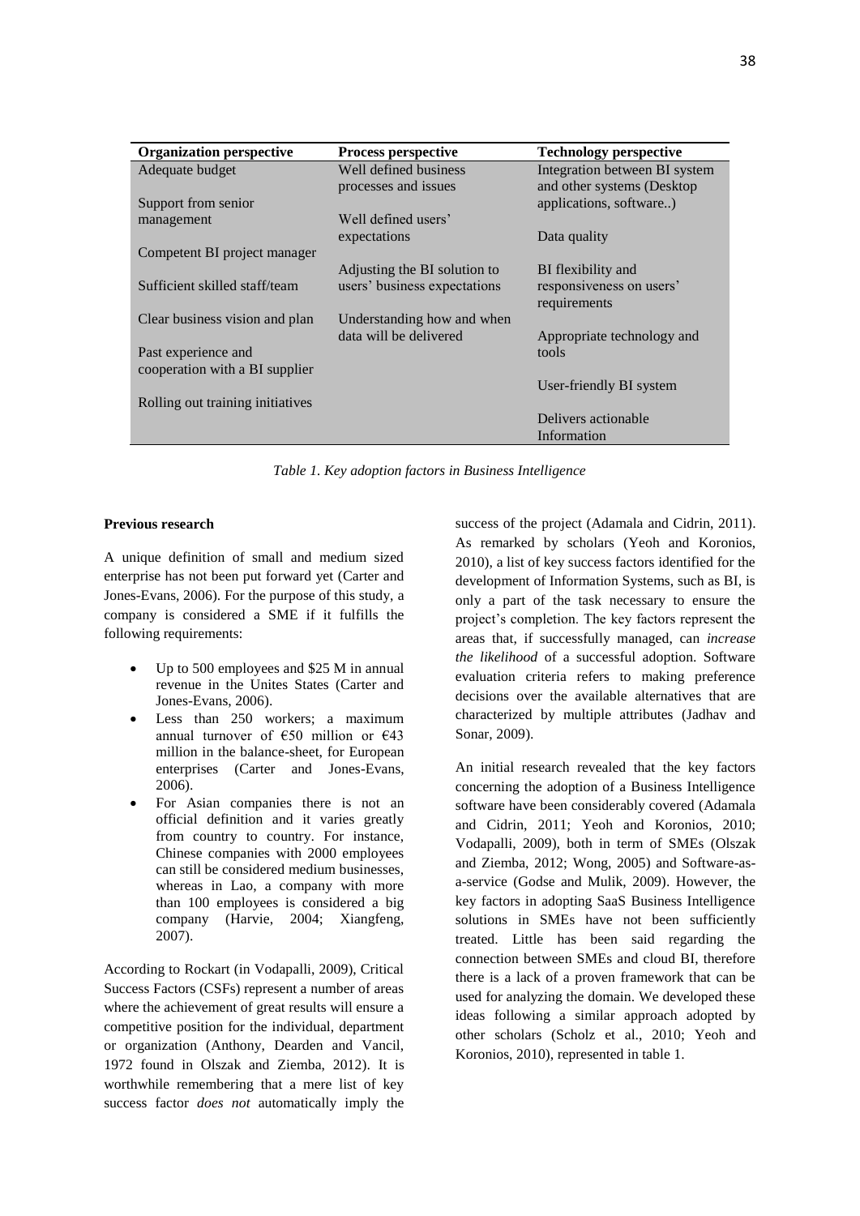| Organization perspective | Process perspective | Technology perspective |
|---|---|---|
| Adequate budget<br><br>Support from senior management<br><br>Competent BI project manager<br><br>Sufficient skilled staff/team<br><br>Clear business vision and plan<br><br>Past experience and cooperation with a BI supplier<br><br>Rolling out training initiatives | Well defined business processes and issues<br><br>Well defined users' expectations<br><br>Adjusting the BI solution to users' business expectations<br><br>Understanding how and when data will be delivered | Integration between BI system and other systems (Desktop applications, software..)<br><br>Data quality<br><br>BI flexibility and responsiveness on users' requirements<br><br>Appropriate technology and tools<br><br>User-friendly BI system<br><br>Delivers actionable Information |

*Table 1. Key adoption factors in Business Intelligence*

**Previous research**

A unique definition of small and medium sized enterprise has not been put forward yet (Carter and Jones-Evans, 2006). For the purpose of this study, a company is considered a SME if it fulfills the following requirements:

- Up to 500 employees and $25 M in annual revenue in the Unites States (Carter and Jones-Evans, 2006).
- Less than 250 workers; a maximum annual turnover of €50 million or €43 million in the balance-sheet, for European enterprises (Carter and Jones-Evans, 2006).
- For Asian companies there is not an official definition and it varies greatly from country to country. For instance, Chinese companies with 2000 employees can still be considered medium businesses, whereas in Lao, a company with more than 100 employees is considered a big company (Harvie, 2004; Xiangfeng, 2007).

According to Rockart (in Vodapalli, 2009), Critical Success Factors (CSFs) represent a number of areas where the achievement of great results will ensure a competitive position for the individual, department or organization (Anthony, Dearden and Vancil, 1972 found in Olszak and Ziemba, 2012). It is worthwhile remembering that a mere list of key success factor *does not* automatically imply the success of the project (Adamala and Cidrin, 2011). As remarked by scholars (Yeoh and Koronios, 2010), a list of key success factors identified for the development of Information Systems, such as BI, is only a part of the task necessary to ensure the project's completion. The key factors represent the areas that, if successfully managed, can *increase the likelihood* of a successful adoption. Software evaluation criteria refers to making preference decisions over the available alternatives that are characterized by multiple attributes (Jadhav and Sonar, 2009).

An initial research revealed that the key factors concerning the adoption of a Business Intelligence software have been considerably covered (Adamala and Cidrin, 2011; Yeoh and Koronios, 2010; Vodapalli, 2009), both in term of SMEs (Olszak and Ziemba, 2012; Wong, 2005) and Software-as-a-service (Godse and Mulik, 2009). However, the key factors in adopting SaaS Business Intelligence solutions in SMEs have not been sufficiently treated. Little has been said regarding the connection between SMEs and cloud BI, therefore there is a lack of a proven framework that can be used for analyzing the domain. We developed these ideas following a similar approach adopted by other scholars (Scholz et al., 2010; Yeoh and Koronios, 2010), represented in table 1.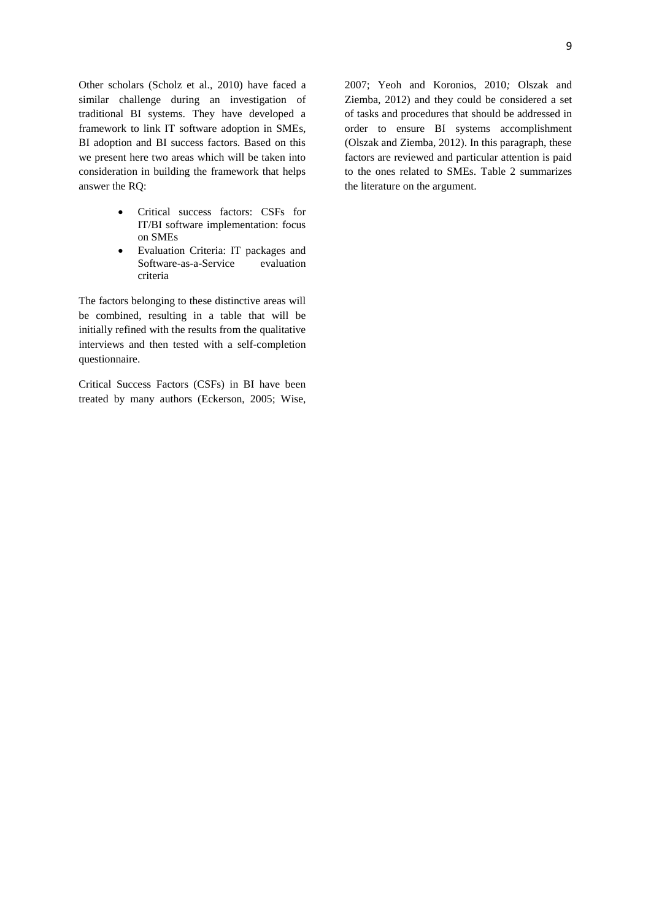Other scholars (Scholz et al., 2010) have faced a similar challenge during an investigation of traditional BI systems. They have developed a framework to link IT software adoption in SMEs, BI adoption and BI success factors. Based on this we present here two areas which will be taken into consideration in building the framework that helps answer the RQ:

- Critical success factors: CSFs for IT/BI software implementation: focus on SMEs
- Evaluation Criteria: IT packages and Software-as-a-Service evaluation criteria

The factors belonging to these distinctive areas will be combined, resulting in a table that will be initially refined with the results from the qualitative interviews and then tested with a self-completion questionnaire.

Critical Success Factors (CSFs) in BI have been treated by many authors (Eckerson, 2005; Wise, 2007; Yeoh and Koronios, 2010*;* Olszak and Ziemba, 2012) and they could be considered a set of tasks and procedures that should be addressed in order to ensure BI systems accomplishment (Olszak and Ziemba, 2012). In this paragraph, these factors are reviewed and particular attention is paid to the ones related to SMEs. Table 2 summarizes the literature on the argument.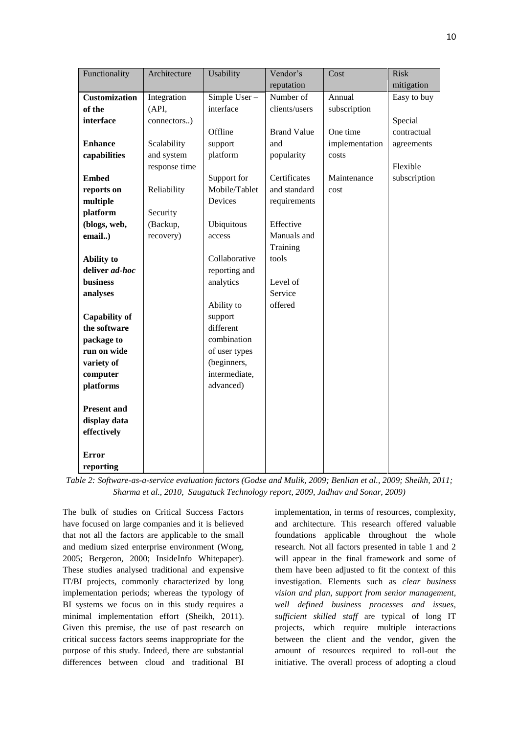| Functionality | Architecture | Usability | Vendor's reputation | Cost | Risk mitigation |
|---|---|---|---|---|---|
| **Customization of the interface** | Integration (API, connectors..) | Simple User – interface | Number of clients/users | Annual subscription | Easy to buy |
| **Enhance capabilities** | Scalability and system response time | Offline support platform | Brand Value and popularity | One time implementation costs | Special contractual agreements |
| **Embed reports on multiple platform (blogs, web, email..)** | Reliability | Support for Mobile/Tablet Devices | Certificates and standard requirements | Maintenance cost | Flexible subscription |
| **Ability to deliver *ad-hoc* business analyses** | Security (Backup, recovery) | Ubiquitous access | Effective Manuals and Training tools | | |
| **Capability of the software package to run on wide variety of computer platforms** | | Collaborative reporting and analytics | Level of Service offered | | |
| **Present and display data effectively** | | Ability to support different combination of user types (beginners, intermediate, advanced) | | | |
| **Error reporting** | | | | | |

*Table 2: Software-as-a-service evaluation factors (Godse and Mulik, 2009; Benlian et al., 2009; Sheikh, 2011; Sharma et al., 2010, Saugatuck Technology report, 2009, Jadhav and Sonar, 2009)*

The bulk of studies on Critical Success Factors have focused on large companies and it is believed that not all the factors are applicable to the small and medium sized enterprise environment (Wong, 2005; Bergeron, 2000; InsideInfo Whitepaper). These studies analysed traditional and expensive IT/BI projects, commonly characterized by long implementation periods; whereas the typology of BI systems we focus on in this study requires a minimal implementation effort (Sheikh, 2011). Given this premise, the use of past research on critical success factors seems inappropriate for the purpose of this study. Indeed, there are substantial differences between cloud and traditional BI implementation, in terms of resources, complexity, and architecture. This research offered valuable foundations applicable throughout the whole research. Not all factors presented in table 1 and 2 will appear in the final framework and some of them have been adjusted to fit the context of this investigation. Elements such as *clear business vision and plan, support from senior management, well defined business processes and issues, sufficient skilled staff* are typical of long IT projects, which require multiple interactions between the client and the vendor, given the amount of resources required to roll-out the initiative. The overall process of adopting a cloud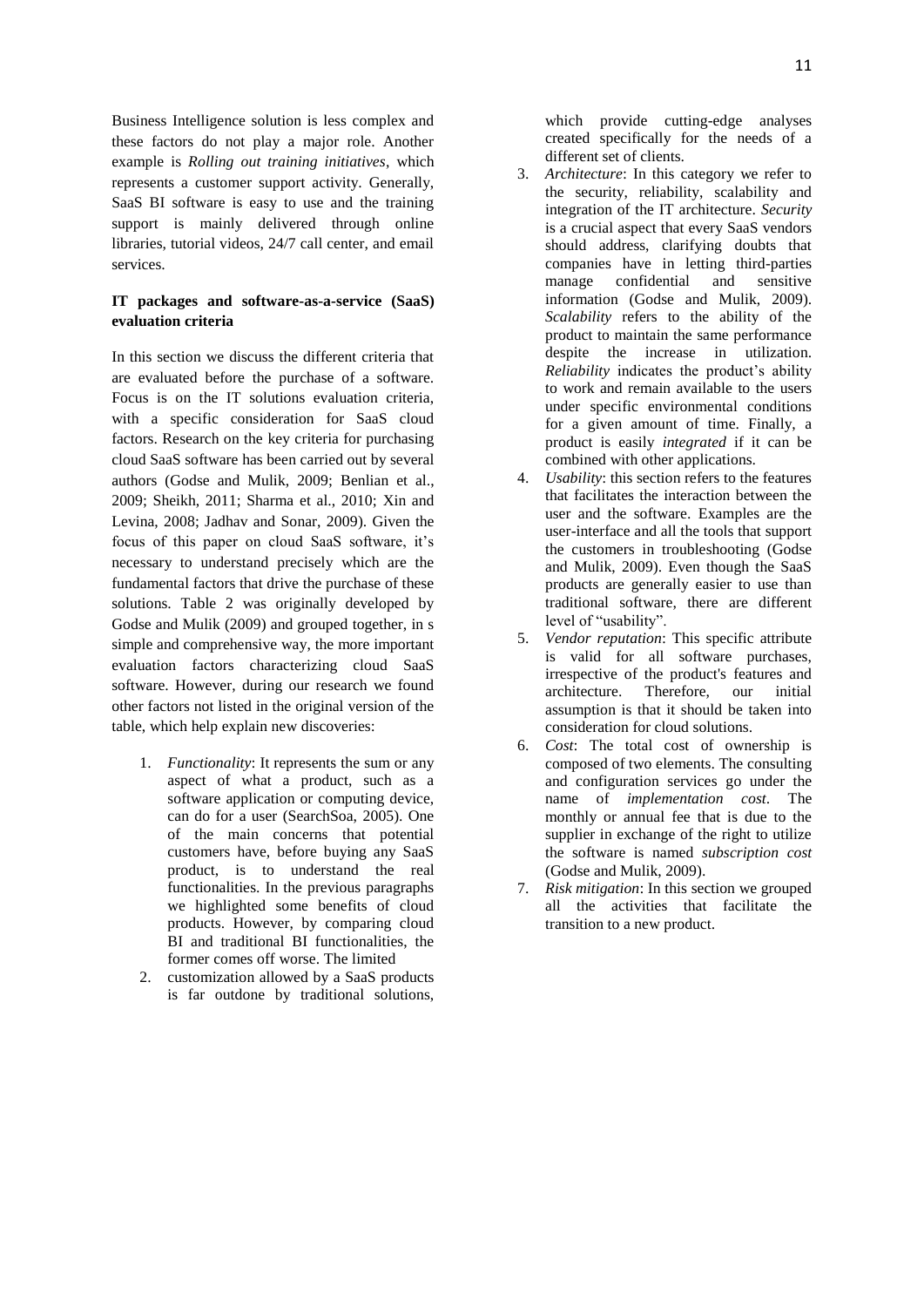Business Intelligence solution is less complex and these factors do not play a major role. Another example is *Rolling out training initiatives*, which represents a customer support activity. Generally, SaaS BI software is easy to use and the training support is mainly delivered through online libraries, tutorial videos, 24/7 call center, and email services.

**IT packages and software-as-a-service (SaaS) evaluation criteria**

In this section we discuss the different criteria that are evaluated before the purchase of a software. Focus is on the IT solutions evaluation criteria, with a specific consideration for SaaS cloud factors. Research on the key criteria for purchasing cloud SaaS software has been carried out by several authors (Godse and Mulik, 2009; Benlian et al., 2009; Sheikh, 2011; Sharma et al., 2010; Xin and Levina, 2008; Jadhav and Sonar, 2009). Given the focus of this paper on cloud SaaS software, it's necessary to understand precisely which are the fundamental factors that drive the purchase of these solutions. Table 2 was originally developed by Godse and Mulik (2009) and grouped together, in s simple and comprehensive way, the more important evaluation factors characterizing cloud SaaS software. However, during our research we found other factors not listed in the original version of the table, which help explain new discoveries:

1. *Functionality*: It represents the sum or any aspect of what a product, such as a software application or computing device, can do for a user (SearchSoa, 2005). One of the main concerns that potential customers have, before buying any SaaS product, is to understand the real functionalities. In the previous paragraphs we highlighted some benefits of cloud products. However, by comparing cloud BI and traditional BI functionalities, the former comes off worse. The limited
2. customization allowed by a SaaS products is far outdone by traditional solutions, which provide cutting-edge analyses created specifically for the needs of a different set of clients.
3. *Architecture*: In this category we refer to the security, reliability, scalability and integration of the IT architecture. *Security* is a crucial aspect that every SaaS vendors should address, clarifying doubts that companies have in letting third-parties manage confidential and sensitive information (Godse and Mulik, 2009). *Scalability* refers to the ability of the product to maintain the same performance despite the increase in utilization. *Reliability* indicates the product's ability to work and remain available to the users under specific environmental conditions for a given amount of time. Finally, a product is easily *integrated* if it can be combined with other applications.
4. *Usability*: this section refers to the features that facilitates the interaction between the user and the software. Examples are the user-interface and all the tools that support the customers in troubleshooting (Godse and Mulik, 2009). Even though the SaaS products are generally easier to use than traditional software, there are different level of "usability".
5. *Vendor reputation*: This specific attribute is valid for all software purchases, irrespective of the product's features and architecture. Therefore, our initial assumption is that it should be taken into consideration for cloud solutions.
6. *Cost*: The total cost of ownership is composed of two elements. The consulting and configuration services go under the name of *implementation cost*. The monthly or annual fee that is due to the supplier in exchange of the right to utilize the software is named *subscription cost* (Godse and Mulik, 2009).
7. *Risk mitigation*: In this section we grouped all the activities that facilitate the transition to a new product.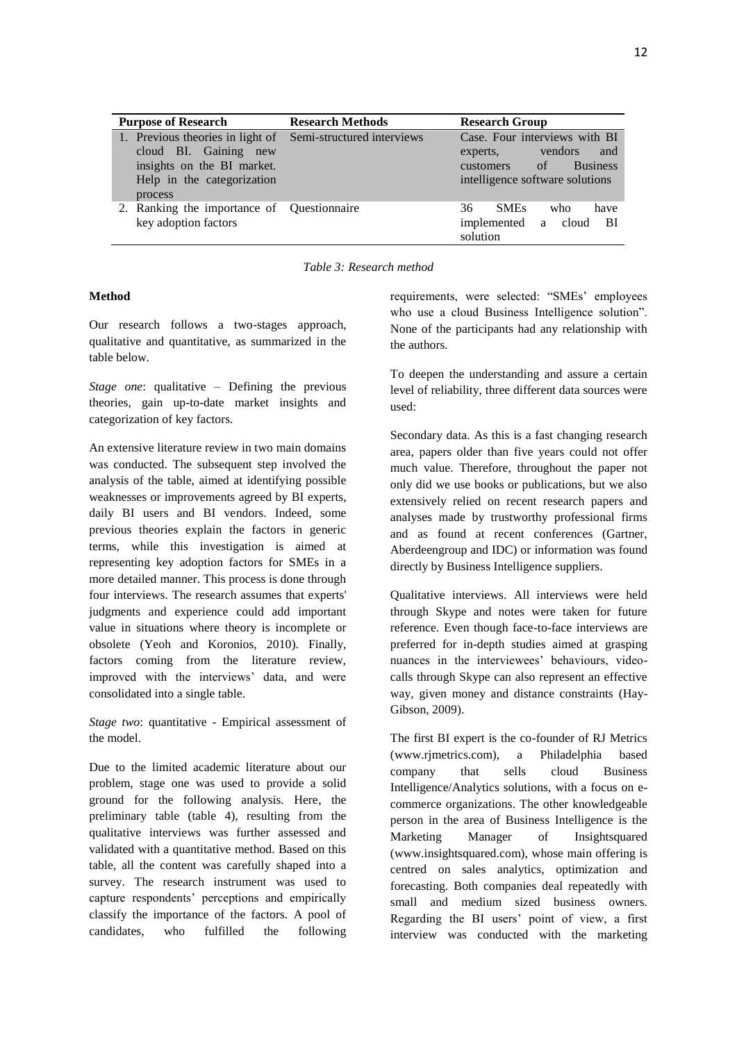| Purpose of Research | Research Methods | Research Group |
|---|---|---|
| 1. Previous theories in light of cloud BI. Gaining new insights on the BI market. Help in the categorization process | Semi-structured interviews | Case. Four interviews with BI experts, vendors and customers of Business intelligence software solutions |
| 2. Ranking the importance of key adoption factors | Questionnaire | 36 SMEs who have implemented a cloud BI solution |

*Table 3: Research method*

**Method**

Our research follows a two-stages approach, qualitative and quantitative, as summarized in the table below.

*Stage one*: qualitative – Defining the previous theories, gain up-to-date market insights and categorization of key factors.

An extensive literature review in two main domains was conducted. The subsequent step involved the analysis of the table, aimed at identifying possible weaknesses or improvements agreed by BI experts, daily BI users and BI vendors. Indeed, some previous theories explain the factors in generic terms, while this investigation is aimed at representing key adoption factors for SMEs in a more detailed manner. This process is done through four interviews. The research assumes that experts' judgments and experience could add important value in situations where theory is incomplete or obsolete (Yeoh and Koronios, 2010). Finally, factors coming from the literature review, improved with the interviews' data, and were consolidated into a single table.

*Stage two*: quantitative - Empirical assessment of the model.

Due to the limited academic literature about our problem, stage one was used to provide a solid ground for the following analysis. Here, the preliminary table (table 4), resulting from the qualitative interviews was further assessed and validated with a quantitative method. Based on this table, all the content was carefully shaped into a survey. The research instrument was used to capture respondents' perceptions and empirically classify the importance of the factors. A pool of candidates, who fulfilled the following requirements, were selected: "SMEs' employees who use a cloud Business Intelligence solution". None of the participants had any relationship with the authors.

To deepen the understanding and assure a certain level of reliability, three different data sources were used:

Secondary data. As this is a fast changing research area, papers older than five years could not offer much value. Therefore, throughout the paper not only did we use books or publications, but we also extensively relied on recent research papers and analyses made by trustworthy professional firms and as found at recent conferences (Gartner, Aberdeengroup and IDC) or information was found directly by Business Intelligence suppliers.

Qualitative interviews. All interviews were held through Skype and notes were taken for future reference. Even though face-to-face interviews are preferred for in-depth studies aimed at grasping nuances in the interviewees' behaviours, video-calls through Skype can also represent an effective way, given money and distance constraints (Hay-Gibson, 2009).

The first BI expert is the co-founder of RJ Metrics (www.rjmetrics.com), a Philadelphia based company that sells cloud Business Intelligence/Analytics solutions, with a focus on e-commerce organizations. The other knowledgeable person in the area of Business Intelligence is the Marketing Manager of Insightsquared (www.insightsquared.com), whose main offering is centred on sales analytics, optimization and forecasting. Both companies deal repeatedly with small and medium sized business owners. Regarding the BI users' point of view, a first interview was conducted with the marketing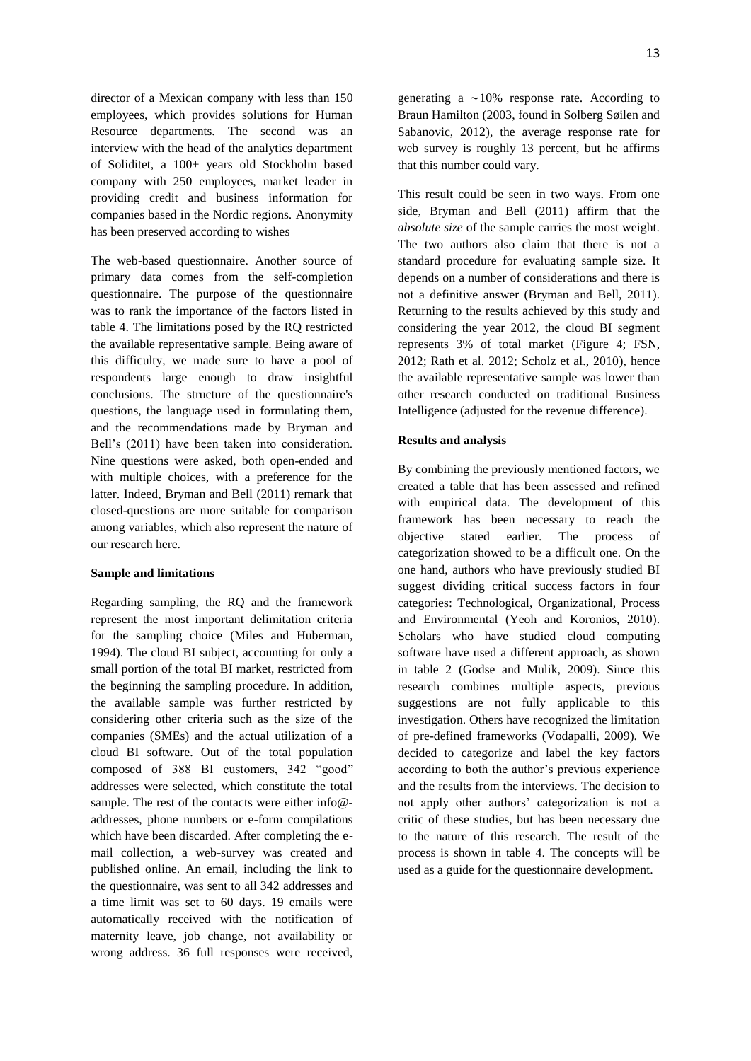director of a Mexican company with less than 150 employees, which provides solutions for Human Resource departments. The second was an interview with the head of the analytics department of Soliditet, a 100+ years old Stockholm based company with 250 employees, market leader in providing credit and business information for companies based in the Nordic regions. Anonymity has been preserved according to wishes

The web-based questionnaire. Another source of primary data comes from the self-completion questionnaire. The purpose of the questionnaire was to rank the importance of the factors listed in table 4. The limitations posed by the RQ restricted the available representative sample. Being aware of this difficulty, we made sure to have a pool of respondents large enough to draw insightful conclusions. The structure of the questionnaire's questions, the language used in formulating them, and the recommendations made by Bryman and Bell's (2011) have been taken into consideration. Nine questions were asked, both open-ended and with multiple choices, with a preference for the latter. Indeed, Bryman and Bell (2011) remark that closed-questions are more suitable for comparison among variables, which also represent the nature of our research here.

**Sample and limitations**

Regarding sampling, the RQ and the framework represent the most important delimitation criteria for the sampling choice (Miles and Huberman, 1994). The cloud BI subject, accounting for only a small portion of the total BI market, restricted from the beginning the sampling procedure. In addition, the available sample was further restricted by considering other criteria such as the size of the companies (SMEs) and the actual utilization of a cloud BI software. Out of the total population composed of 388 BI customers, 342 "good" addresses were selected, which constitute the total sample. The rest of the contacts were either info@-addresses, phone numbers or e-form compilations which have been discarded. After completing the e-mail collection, a web-survey was created and published online. An email, including the link to the questionnaire, was sent to all 342 addresses and a time limit was set to 60 days. 19 emails were automatically received with the notification of maternity leave, job change, not availability or wrong address. 36 full responses were received, generating a ∼10% response rate. According to Braun Hamilton (2003, found in Solberg Søilen and Sabanovic, 2012), the average response rate for web survey is roughly 13 percent, but he affirms that this number could vary.

This result could be seen in two ways. From one side, Bryman and Bell (2011) affirm that the *absolute size* of the sample carries the most weight. The two authors also claim that there is not a standard procedure for evaluating sample size. It depends on a number of considerations and there is not a definitive answer (Bryman and Bell, 2011). Returning to the results achieved by this study and considering the year 2012, the cloud BI segment represents 3% of total market (Figure 4; FSN, 2012; Rath et al. 2012; Scholz et al., 2010), hence the available representative sample was lower than other research conducted on traditional Business Intelligence (adjusted for the revenue difference).

**Results and analysis**

By combining the previously mentioned factors, we created a table that has been assessed and refined with empirical data. The development of this framework has been necessary to reach the objective stated earlier. The process of categorization showed to be a difficult one. On the one hand, authors who have previously studied BI suggest dividing critical success factors in four categories: Technological, Organizational, Process and Environmental (Yeoh and Koronios, 2010). Scholars who have studied cloud computing software have used a different approach, as shown in table 2 (Godse and Mulik, 2009). Since this research combines multiple aspects, previous suggestions are not fully applicable to this investigation. Others have recognized the limitation of pre-defined frameworks (Vodapalli, 2009). We decided to categorize and label the key factors according to both the author's previous experience and the results from the interviews. The decision to not apply other authors' categorization is not a critic of these studies, but has been necessary due to the nature of this research. The result of the process is shown in table 4. The concepts will be used as a guide for the questionnaire development.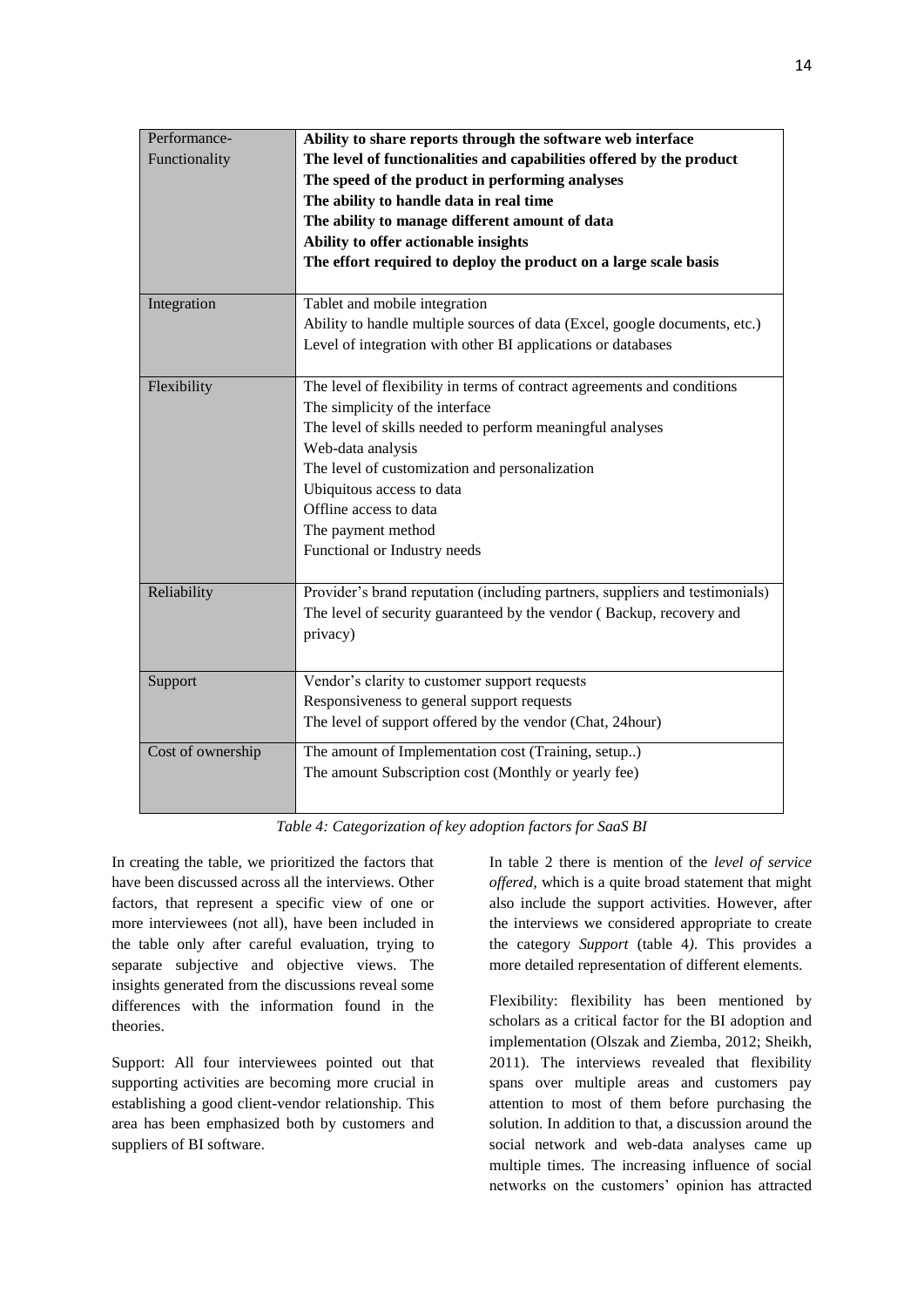| | |
|---|---|
| Performance-Functionality | **Ability to share reports through the software web interface**<br>**The level of functionalities and capabilities offered by the product**<br>**The speed of the product in performing analyses**<br>**The ability to handle data in real time**<br>**The ability to manage different amount of data**<br>**Ability to offer actionable insights**<br>**The effort required to deploy the product on a large scale basis** |
| Integration | Tablet and mobile integration<br>Ability to handle multiple sources of data (Excel, google documents, etc.)<br>Level of integration with other BI applications or databases |
| Flexibility | The level of flexibility in terms of contract agreements and conditions<br>The simplicity of the interface<br>The level of skills needed to perform meaningful analyses<br>Web-data analysis<br>The level of customization and personalization<br>Ubiquitous access to data<br>Offline access to data<br>The payment method<br>Functional or Industry needs |
| Reliability | Provider's brand reputation (including partners, suppliers and testimonials)<br>The level of security guaranteed by the vendor ( Backup, recovery and privacy) |
| Support | Vendor's clarity to customer support requests<br>Responsiveness to general support requests<br>The level of support offered by the vendor (Chat, 24hour) |
| Cost of ownership | The amount of Implementation cost (Training, setup..)<br>The amount Subscription cost (Monthly or yearly fee) |

*Table 4: Categorization of key adoption factors for SaaS BI*

In creating the table, we prioritized the factors that have been discussed across all the interviews. Other factors, that represent a specific view of one or more interviewees (not all), have been included in the table only after careful evaluation, trying to separate subjective and objective views. The insights generated from the discussions reveal some differences with the information found in the theories.

Support: All four interviewees pointed out that supporting activities are becoming more crucial in establishing a good client-vendor relationship. This area has been emphasized both by customers and suppliers of BI software.

In table 2 there is mention of the *level of service offered*, which is a quite broad statement that might also include the support activities. However, after the interviews we considered appropriate to create the category *Support* (table 4). This provides a more detailed representation of different elements.

Flexibility: flexibility has been mentioned by scholars as a critical factor for the BI adoption and implementation (Olszak and Ziemba, 2012; Sheikh, 2011). The interviews revealed that flexibility spans over multiple areas and customers pay attention to most of them before purchasing the solution. In addition to that, a discussion around the social network and web-data analyses came up multiple times. The increasing influence of social networks on the customers' opinion has attracted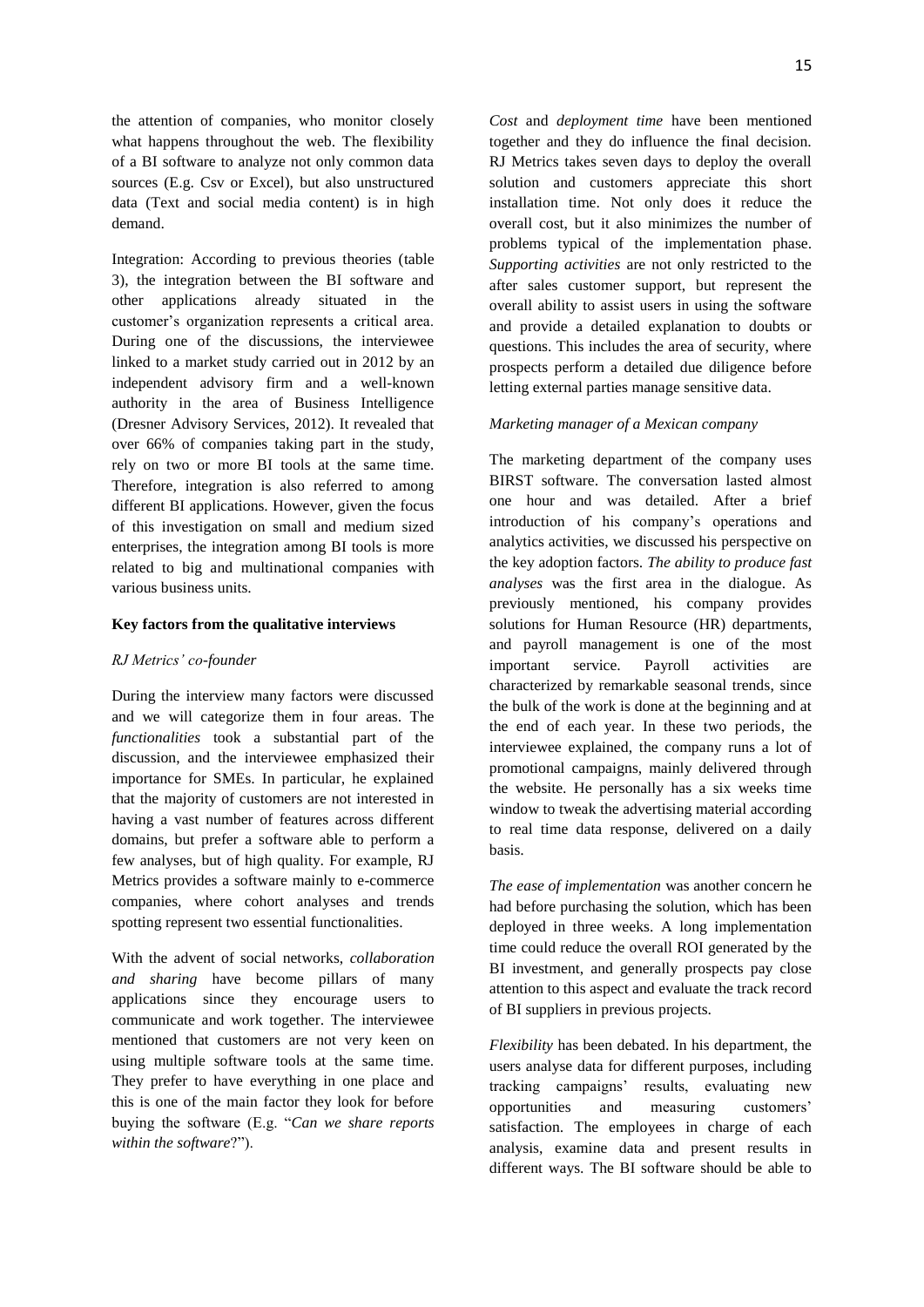the attention of companies, who monitor closely what happens throughout the web. The flexibility of a BI software to analyze not only common data sources (E.g. Csv or Excel), but also unstructured data (Text and social media content) is in high demand.

Integration: According to previous theories (table 3), the integration between the BI software and other applications already situated in the customer's organization represents a critical area. During one of the discussions, the interviewee linked to a market study carried out in 2012 by an independent advisory firm and a well-known authority in the area of Business Intelligence (Dresner Advisory Services, 2012). It revealed that over 66% of companies taking part in the study, rely on two or more BI tools at the same time. Therefore, integration is also referred to among different BI applications. However, given the focus of this investigation on small and medium sized enterprises, the integration among BI tools is more related to big and multinational companies with various business units.

**Key factors from the qualitative interviews**

*RJ Metrics' co-founder*

During the interview many factors were discussed and we will categorize them in four areas. The *functionalities* took a substantial part of the discussion, and the interviewee emphasized their importance for SMEs. In particular, he explained that the majority of customers are not interested in having a vast number of features across different domains, but prefer a software able to perform a few analyses, but of high quality. For example, RJ Metrics provides a software mainly to e-commerce companies, where cohort analyses and trends spotting represent two essential functionalities.

With the advent of social networks, *collaboration and sharing* have become pillars of many applications since they encourage users to communicate and work together. The interviewee mentioned that customers are not very keen on using multiple software tools at the same time. They prefer to have everything in one place and this is one of the main factor they look for before buying the software (E.g. "*Can we share reports within the software*?").

*Cost* and *deployment time* have been mentioned together and they do influence the final decision. RJ Metrics takes seven days to deploy the overall solution and customers appreciate this short installation time. Not only does it reduce the overall cost, but it also minimizes the number of problems typical of the implementation phase. *Supporting activities* are not only restricted to the after sales customer support, but represent the overall ability to assist users in using the software and provide a detailed explanation to doubts or questions. This includes the area of security, where prospects perform a detailed due diligence before letting external parties manage sensitive data.

*Marketing manager of a Mexican company*

The marketing department of the company uses BIRST software. The conversation lasted almost one hour and was detailed. After a brief introduction of his company's operations and analytics activities, we discussed his perspective on the key adoption factors. *The ability to produce fast analyses* was the first area in the dialogue. As previously mentioned, his company provides solutions for Human Resource (HR) departments, and payroll management is one of the most important service. Payroll activities are characterized by remarkable seasonal trends, since the bulk of the work is done at the beginning and at the end of each year. In these two periods, the interviewee explained, the company runs a lot of promotional campaigns, mainly delivered through the website. He personally has a six weeks time window to tweak the advertising material according to real time data response, delivered on a daily basis.

*The ease of implementation* was another concern he had before purchasing the solution, which has been deployed in three weeks. A long implementation time could reduce the overall ROI generated by the BI investment, and generally prospects pay close attention to this aspect and evaluate the track record of BI suppliers in previous projects.

*Flexibility* has been debated. In his department, the users analyse data for different purposes, including tracking campaigns' results, evaluating new opportunities and measuring customers' satisfaction. The employees in charge of each analysis, examine data and present results in different ways. The BI software should be able to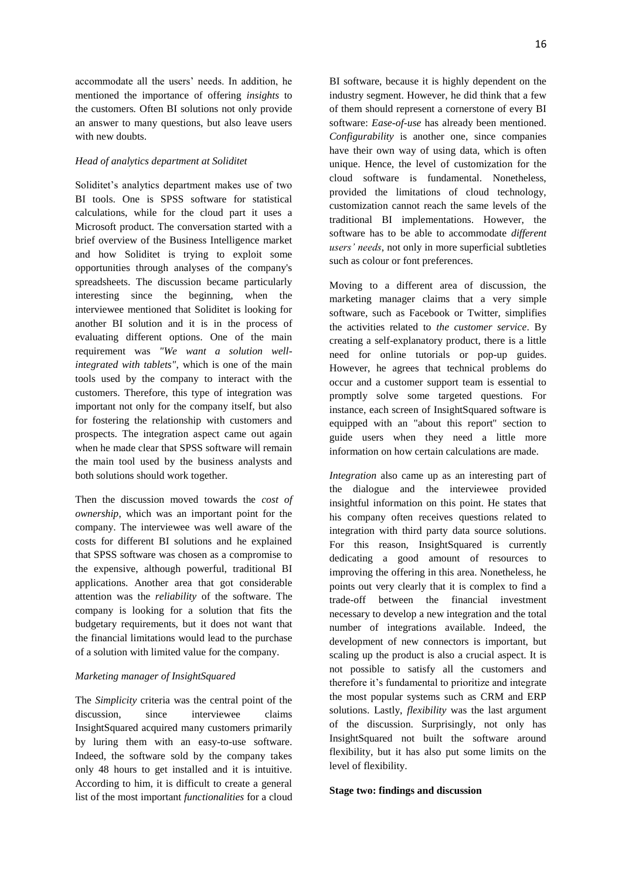accommodate all the users' needs. In addition, he mentioned the importance of offering *insights* to the customers. Often BI solutions not only provide an answer to many questions, but also leave users with new doubts.

*Head of analytics department at Soliditet*

Soliditet's analytics department makes use of two BI tools. One is SPSS software for statistical calculations, while for the cloud part it uses a Microsoft product. The conversation started with a brief overview of the Business Intelligence market and how Soliditet is trying to exploit some opportunities through analyses of the company's spreadsheets. The discussion became particularly interesting since the beginning, when the interviewee mentioned that Soliditet is looking for another BI solution and it is in the process of evaluating different options. One of the main requirement was *"We want a solution well-integrated with tablets"*, which is one of the main tools used by the company to interact with the customers. Therefore, this type of integration was important not only for the company itself, but also for fostering the relationship with customers and prospects. The integration aspect came out again when he made clear that SPSS software will remain the main tool used by the business analysts and both solutions should work together.

Then the discussion moved towards the *cost of ownership*, which was an important point for the company. The interviewee was well aware of the costs for different BI solutions and he explained that SPSS software was chosen as a compromise to the expensive, although powerful, traditional BI applications. Another area that got considerable attention was the *reliability* of the software. The company is looking for a solution that fits the budgetary requirements, but it does not want that the financial limitations would lead to the purchase of a solution with limited value for the company.

*Marketing manager of InsightSquared*

The *Simplicity* criteria was the central point of the discussion, since interviewee claims InsightSquared acquired many customers primarily by luring them with an easy-to-use software. Indeed, the software sold by the company takes only 48 hours to get installed and it is intuitive. According to him, it is difficult to create a general list of the most important *functionalities* for a cloud BI software, because it is highly dependent on the industry segment. However, he did think that a few of them should represent a cornerstone of every BI software: *Ease-of-use* has already been mentioned. *Configurability* is another one, since companies have their own way of using data, which is often unique. Hence, the level of customization for the cloud software is fundamental. Nonetheless, provided the limitations of cloud technology, customization cannot reach the same levels of the traditional BI implementations. However, the software has to be able to accommodate *different users' needs*, not only in more superficial subtleties such as colour or font preferences.

Moving to a different area of discussion, the marketing manager claims that a very simple software, such as Facebook or Twitter, simplifies the activities related to *the customer service*. By creating a self-explanatory product, there is a little need for online tutorials or pop-up guides. However, he agrees that technical problems do occur and a customer support team is essential to promptly solve some targeted questions. For instance, each screen of InsightSquared software is equipped with an "about this report" section to guide users when they need a little more information on how certain calculations are made.

*Integration* also came up as an interesting part of the dialogue and the interviewee provided insightful information on this point. He states that his company often receives questions related to integration with third party data source solutions. For this reason, InsightSquared is currently dedicating a good amount of resources to improving the offering in this area. Nonetheless, he points out very clearly that it is complex to find a trade-off between the financial investment necessary to develop a new integration and the total number of integrations available. Indeed, the development of new connectors is important, but scaling up the product is also a crucial aspect. It is not possible to satisfy all the customers and therefore it's fundamental to prioritize and integrate the most popular systems such as CRM and ERP solutions. Lastly, *flexibility* was the last argument of the discussion. Surprisingly, not only has InsightSquared not built the software around flexibility, but it has also put some limits on the level of flexibility.

**Stage two: findings and discussion**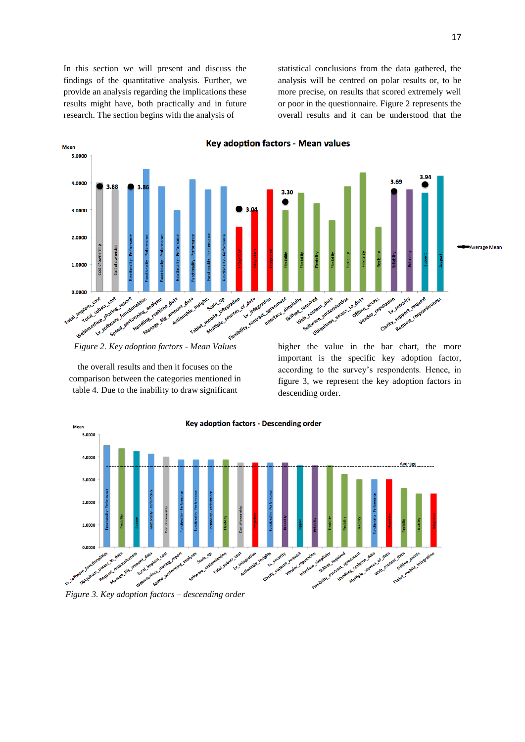In this section we will present and discuss the findings of the quantitative analysis. Further, we provide an analysis regarding the implications these results might have, both practically and in future research. The section begins with the analysis of the overall results and then it focuses on the comparison between the categories mentioned in table 4. Due to the inability to draw significant statistical conclusions from the data gathered, the analysis will be centred on polar results or, to be more precise, on results that scored extremely well or poor in the questionnaire. Figure 2 represents the overall results and it can be understood that the higher the value in the bar chart, the more important is the specific key adoption factor, according to the survey's respondents. Hence, in figure 3, we represent the key adoption factors in descending order.

*Figure 2. Key adoption factors - Mean Values*

*Figure 3. Key adoption factors – descending order*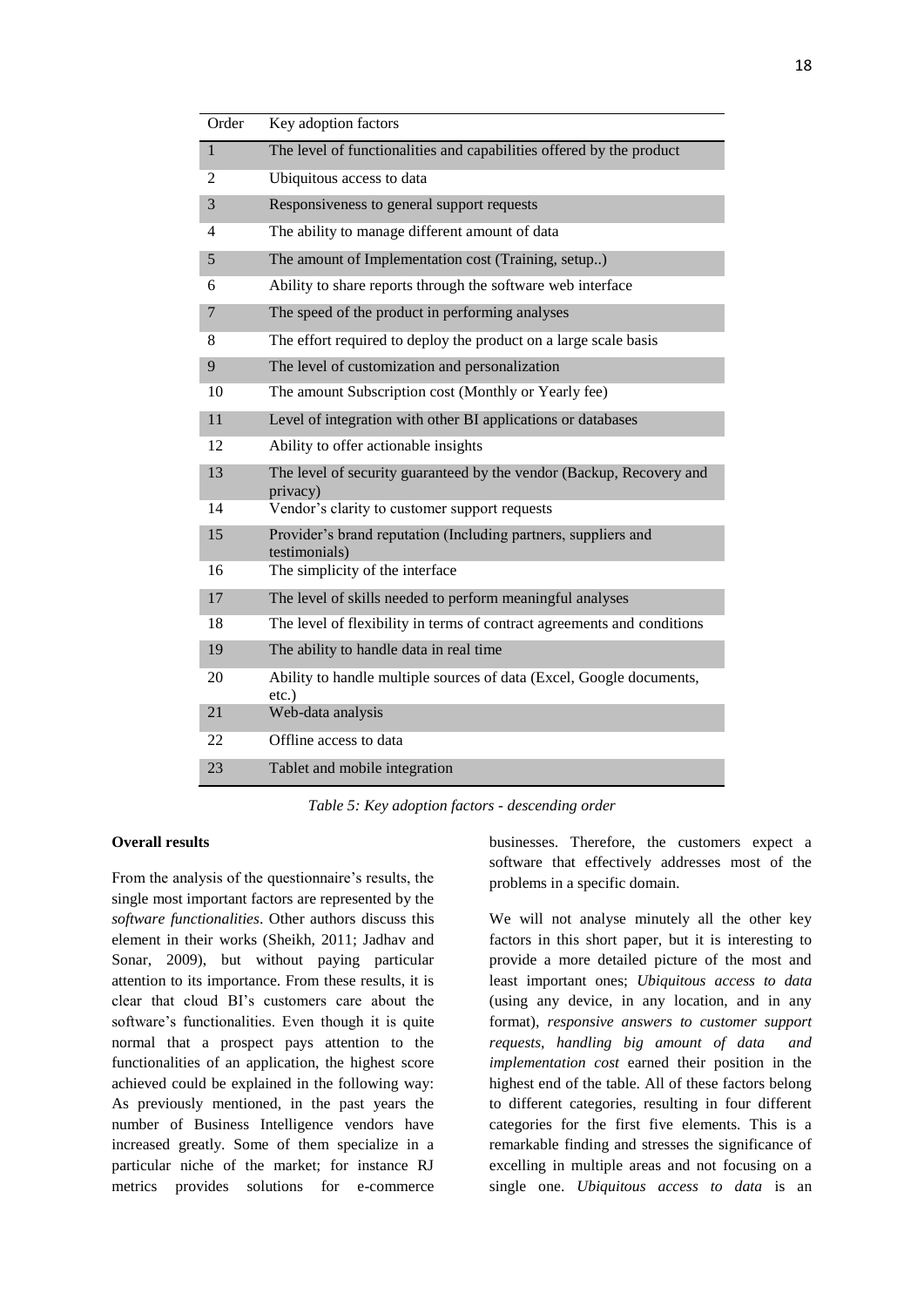| Order | Key adoption factors |
|---|---|
| 1 | The level of functionalities and capabilities offered by the product |
| 2 | Ubiquitous access to data |
| 3 | Responsiveness to general support requests |
| 4 | The ability to manage different amount of data |
| 5 | The amount of Implementation cost (Training, setup..) |
| 6 | Ability to share reports through the software web interface |
| 7 | The speed of the product in performing analyses |
| 8 | The effort required to deploy the product on a large scale basis |
| 9 | The level of customization and personalization |
| 10 | The amount Subscription cost (Monthly or Yearly fee) |
| 11 | Level of integration with other BI applications or databases |
| 12 | Ability to offer actionable insights |
| 13 | The level of security guaranteed by the vendor (Backup, Recovery and privacy) |
| 14 | Vendor's clarity to customer support requests |
| 15 | Provider's brand reputation (Including partners, suppliers and testimonials) |
| 16 | The simplicity of the interface |
| 17 | The level of skills needed to perform meaningful analyses |
| 18 | The level of flexibility in terms of contract agreements and conditions |
| 19 | The ability to handle data in real time |
| 20 | Ability to handle multiple sources of data (Excel, Google documents, etc.) |
| 21 | Web-data analysis |
| 22 | Offline access to data |
| 23 | Tablet and mobile integration |

*Table 5: Key adoption factors - descending order*

**Overall results**

From the analysis of the questionnaire's results, the single most important factors are represented by the *software functionalities*. Other authors discuss this element in their works (Sheikh, 2011; Jadhav and Sonar, 2009), but without paying particular attention to its importance. From these results, it is clear that cloud BI's customers care about the software's functionalities. Even though it is quite normal that a prospect pays attention to the functionalities of an application, the highest score achieved could be explained in the following way: As previously mentioned, in the past years the number of Business Intelligence vendors have increased greatly. Some of them specialize in a particular niche of the market; for instance RJ metrics provides solutions for e-commerce businesses. Therefore, the customers expect a software that effectively addresses most of the problems in a specific domain.

We will not analyse minutely all the other key factors in this short paper, but it is interesting to provide a more detailed picture of the most and least important ones; *Ubiquitous access to data* (using any device, in any location, and in any format), *responsive answers to customer support requests, handling big amount of data and implementation cost* earned their position in the highest end of the table. All of these factors belong to different categories, resulting in four different categories for the first five elements. This is a remarkable finding and stresses the significance of excelling in multiple areas and not focusing on a single one. *Ubiquitous access to data* is an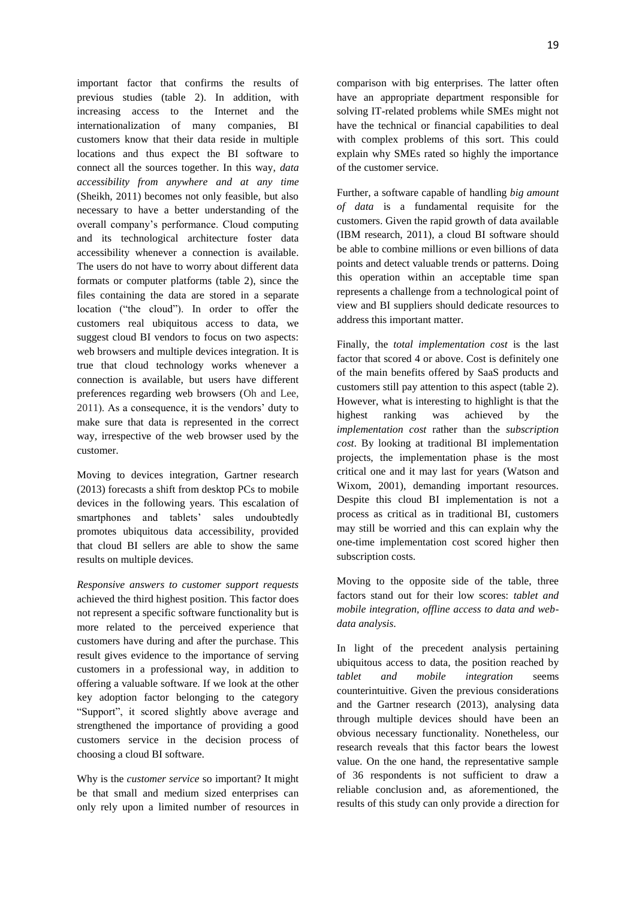important factor that confirms the results of previous studies (table 2). In addition, with increasing access to the Internet and the internationalization of many companies, BI customers know that their data reside in multiple locations and thus expect the BI software to connect all the sources together. In this way, *data accessibility from anywhere and at any time* (Sheikh, 2011) becomes not only feasible, but also necessary to have a better understanding of the overall company's performance. Cloud computing and its technological architecture foster data accessibility whenever a connection is available. The users do not have to worry about different data formats or computer platforms (table 2), since the files containing the data are stored in a separate location ("the cloud"). In order to offer the customers real ubiquitous access to data, we suggest cloud BI vendors to focus on two aspects: web browsers and multiple devices integration. It is true that cloud technology works whenever a connection is available, but users have different preferences regarding web browsers (Oh and Lee, 2011). As a consequence, it is the vendors' duty to make sure that data is represented in the correct way, irrespective of the web browser used by the customer.

Moving to devices integration, Gartner research (2013) forecasts a shift from desktop PCs to mobile devices in the following years. This escalation of smartphones and tablets' sales undoubtedly promotes ubiquitous data accessibility, provided that cloud BI sellers are able to show the same results on multiple devices.

*Responsive answers to customer support requests* achieved the third highest position. This factor does not represent a specific software functionality but is more related to the perceived experience that customers have during and after the purchase. This result gives evidence to the importance of serving customers in a professional way, in addition to offering a valuable software. If we look at the other key adoption factor belonging to the category "Support", it scored slightly above average and strengthened the importance of providing a good customers service in the decision process of choosing a cloud BI software.

Why is the *customer service* so important? It might be that small and medium sized enterprises can only rely upon a limited number of resources in comparison with big enterprises. The latter often have an appropriate department responsible for solving IT-related problems while SMEs might not have the technical or financial capabilities to deal with complex problems of this sort. This could explain why SMEs rated so highly the importance of the customer service.

Further, a software capable of handling *big amount of data* is a fundamental requisite for the customers. Given the rapid growth of data available (IBM research, 2011), a cloud BI software should be able to combine millions or even billions of data points and detect valuable trends or patterns. Doing this operation within an acceptable time span represents a challenge from a technological point of view and BI suppliers should dedicate resources to address this important matter.

Finally, the *total implementation cost* is the last factor that scored 4 or above. Cost is definitely one of the main benefits offered by SaaS products and customers still pay attention to this aspect (table 2). However, what is interesting to highlight is that the highest ranking was achieved by the *implementation cost* rather than the *subscription cost*. By looking at traditional BI implementation projects, the implementation phase is the most critical one and it may last for years (Watson and Wixom, 2001), demanding important resources. Despite this cloud BI implementation is not a process as critical as in traditional BI, customers may still be worried and this can explain why the one-time implementation cost scored higher then subscription costs.

Moving to the opposite side of the table, three factors stand out for their low scores: *tablet and mobile integration, offline access to data and web-data analysis.*

In light of the precedent analysis pertaining ubiquitous access to data, the position reached by *tablet and mobile integration* seems counterintuitive. Given the previous considerations and the Gartner research (2013), analysing data through multiple devices should have been an obvious necessary functionality. Nonetheless, our research reveals that this factor bears the lowest value. On the one hand, the representative sample of 36 respondents is not sufficient to draw a reliable conclusion and, as aforementioned, the results of this study can only provide a direction for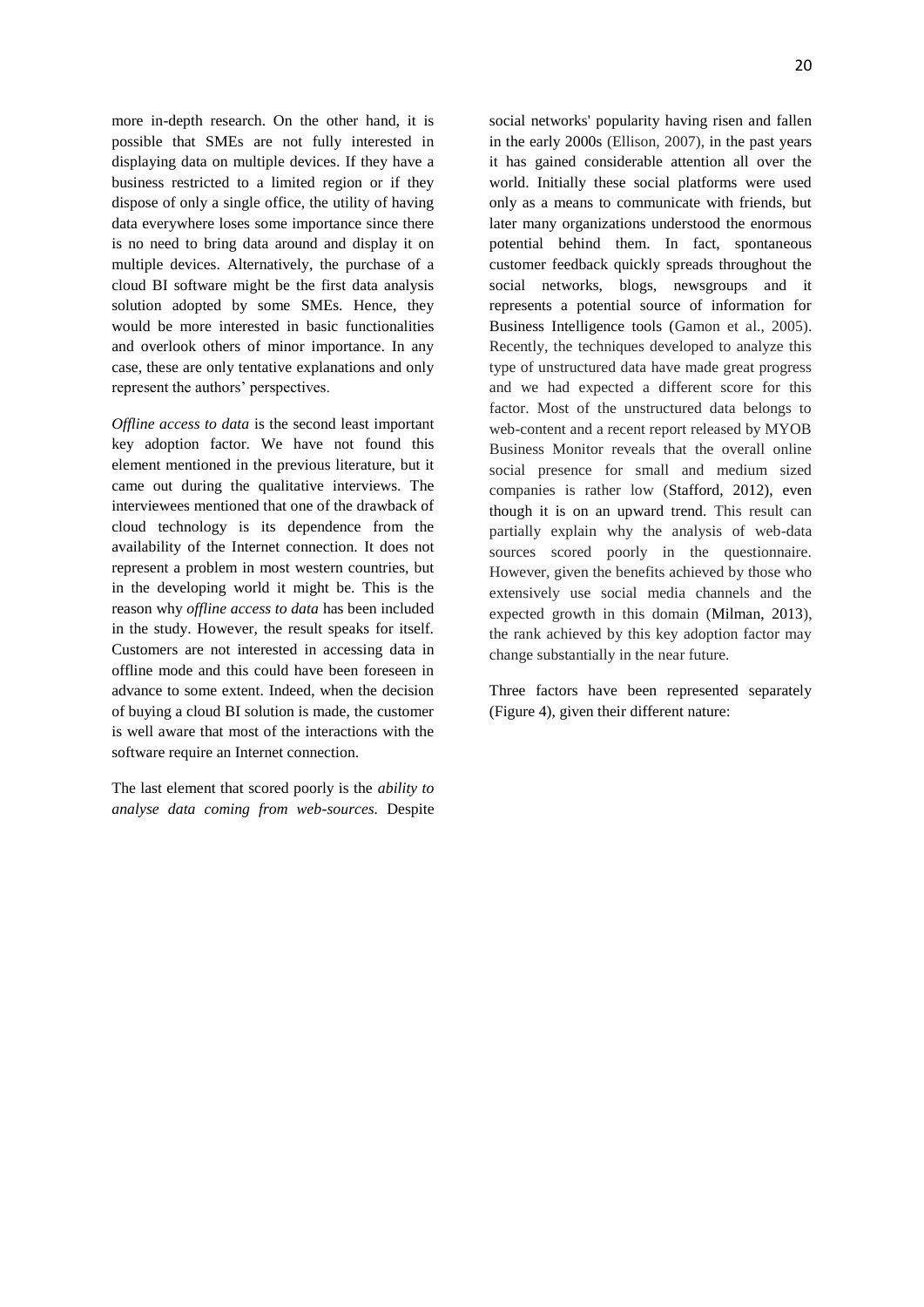more in-depth research. On the other hand, it is possible that SMEs are not fully interested in displaying data on multiple devices. If they have a business restricted to a limited region or if they dispose of only a single office, the utility of having data everywhere loses some importance since there is no need to bring data around and display it on multiple devices. Alternatively, the purchase of a cloud BI software might be the first data analysis solution adopted by some SMEs. Hence, they would be more interested in basic functionalities and overlook others of minor importance. In any case, these are only tentative explanations and only represent the authors' perspectives.

*Offline access to data* is the second least important key adoption factor. We have not found this element mentioned in the previous literature, but it came out during the qualitative interviews. The interviewees mentioned that one of the drawback of cloud technology is its dependence from the availability of the Internet connection. It does not represent a problem in most western countries, but in the developing world it might be. This is the reason why *offline access to data* has been included in the study. However, the result speaks for itself. Customers are not interested in accessing data in offline mode and this could have been foreseen in advance to some extent. Indeed, when the decision of buying a cloud BI solution is made, the customer is well aware that most of the interactions with the software require an Internet connection.

The last element that scored poorly is the *ability to analyse data coming from web-sources.* Despite social networks' popularity having risen and fallen in the early 2000s (Ellison, 2007), in the past years it has gained considerable attention all over the world. Initially these social platforms were used only as a means to communicate with friends, but later many organizations understood the enormous potential behind them. In fact, spontaneous customer feedback quickly spreads throughout the social networks, blogs, newsgroups and it represents a potential source of information for Business Intelligence tools (Gamon et al., 2005). Recently, the techniques developed to analyze this type of unstructured data have made great progress and we had expected a different score for this factor. Most of the unstructured data belongs to web-content and a recent report released by MYOB Business Monitor reveals that the overall online social presence for small and medium sized companies is rather low (Stafford, 2012), even though it is on an upward trend. This result can partially explain why the analysis of web-data sources scored poorly in the questionnaire. However, given the benefits achieved by those who extensively use social media channels and the expected growth in this domain (Milman, 2013), the rank achieved by this key adoption factor may change substantially in the near future.

Three factors have been represented separately (Figure 4), given their different nature: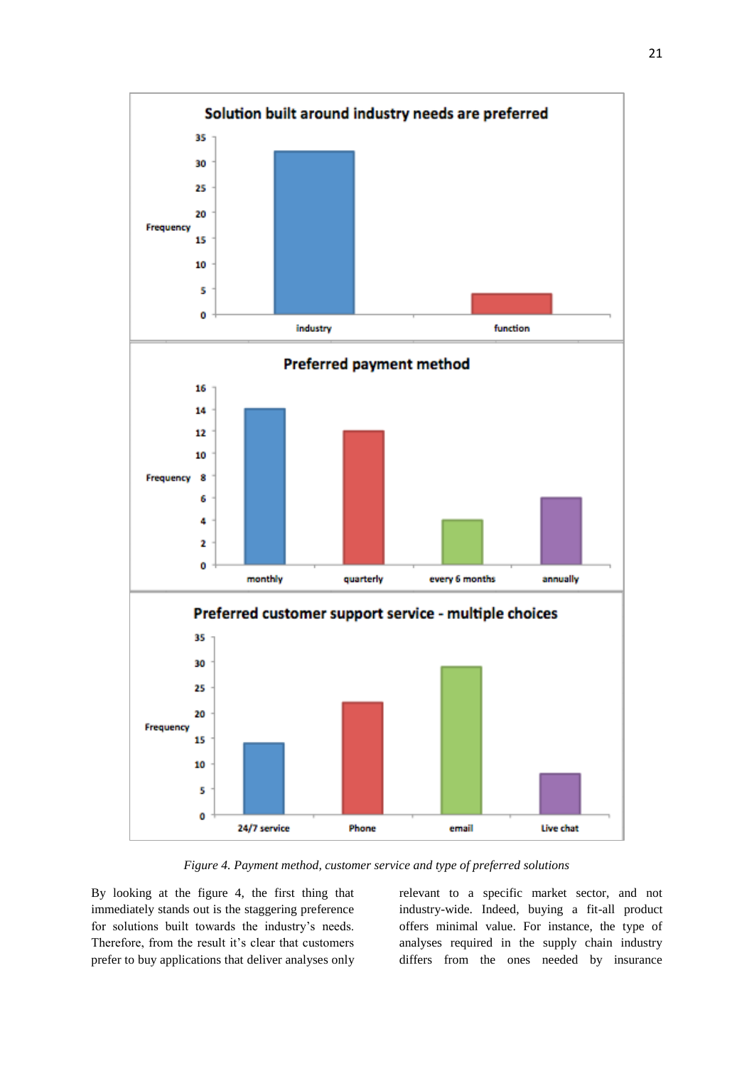*Figure 4. Payment method, customer service and type of preferred solutions*

By looking at the figure 4, the first thing that immediately stands out is the staggering preference for solutions built towards the industry's needs. Therefore, from the result it's clear that customers prefer to buy applications that deliver analyses only relevant to a specific market sector, and not industry-wide. Indeed, buying a fit-all product offers minimal value. For instance, the type of analyses required in the supply chain industry differs from the ones needed by insurance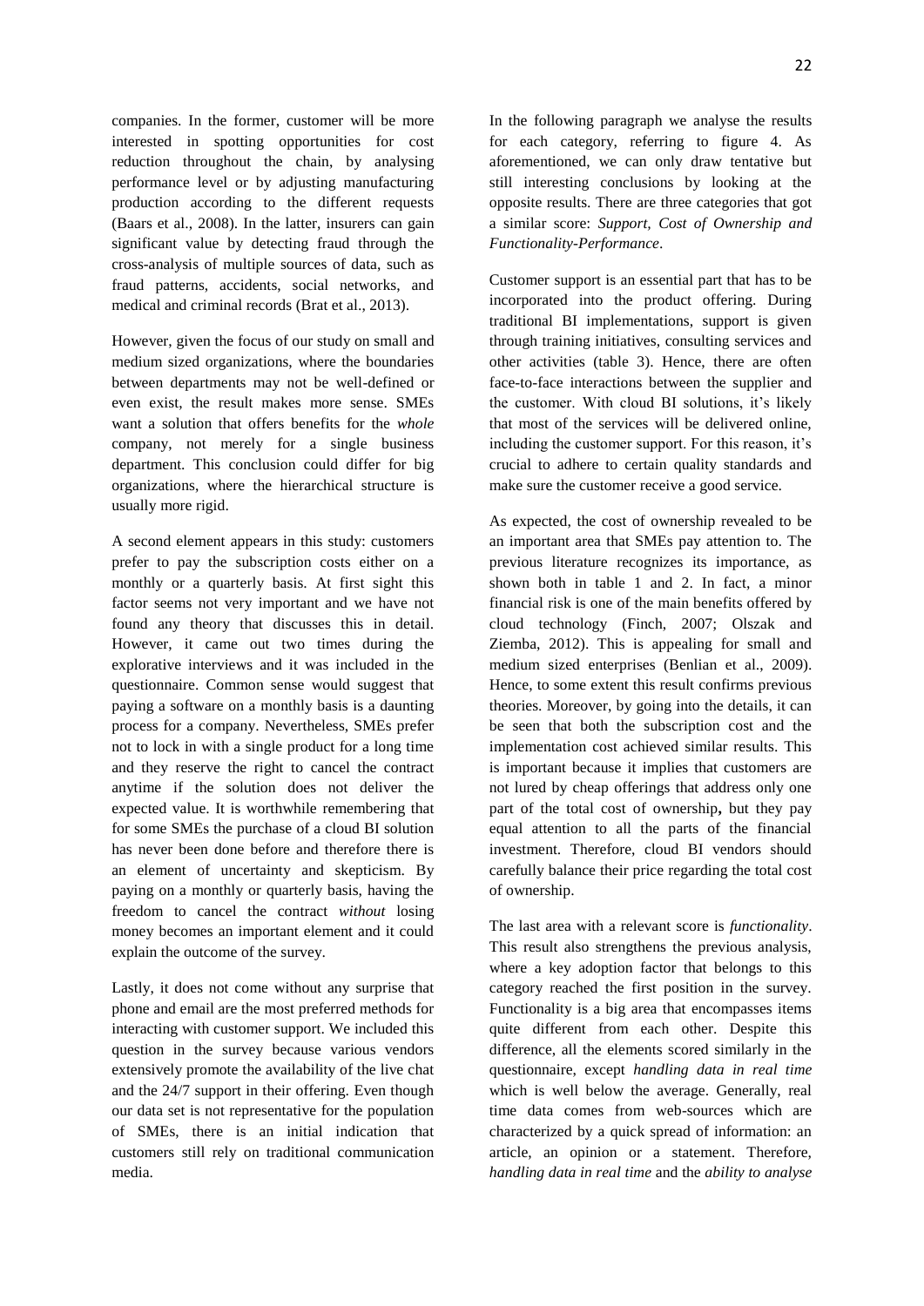companies. In the former, customer will be more interested in spotting opportunities for cost reduction throughout the chain, by analysing performance level or by adjusting manufacturing production according to the different requests (Baars et al., 2008). In the latter, insurers can gain significant value by detecting fraud through the cross-analysis of multiple sources of data, such as fraud patterns, accidents, social networks, and medical and criminal records (Brat et al., 2013).

However, given the focus of our study on small and medium sized organizations, where the boundaries between departments may not be well-defined or even exist, the result makes more sense. SMEs want a solution that offers benefits for the *whole* company, not merely for a single business department. This conclusion could differ for big organizations, where the hierarchical structure is usually more rigid.

A second element appears in this study: customers prefer to pay the subscription costs either on a monthly or a quarterly basis. At first sight this factor seems not very important and we have not found any theory that discusses this in detail. However, it came out two times during the explorative interviews and it was included in the questionnaire. Common sense would suggest that paying a software on a monthly basis is a daunting process for a company. Nevertheless, SMEs prefer not to lock in with a single product for a long time and they reserve the right to cancel the contract anytime if the solution does not deliver the expected value. It is worthwhile remembering that for some SMEs the purchase of a cloud BI solution has never been done before and therefore there is an element of uncertainty and skepticism. By paying on a monthly or quarterly basis, having the freedom to cancel the contract *without* losing money becomes an important element and it could explain the outcome of the survey.

Lastly, it does not come without any surprise that phone and email are the most preferred methods for interacting with customer support. We included this question in the survey because various vendors extensively promote the availability of the live chat and the 24/7 support in their offering. Even though our data set is not representative for the population of SMEs, there is an initial indication that customers still rely on traditional communication media.

In the following paragraph we analyse the results for each category, referring to figure 4. As aforementioned, we can only draw tentative but still interesting conclusions by looking at the opposite results. There are three categories that got a similar score: *Support, Cost of Ownership and Functionality-Performance*.

Customer support is an essential part that has to be incorporated into the product offering. During traditional BI implementations, support is given through training initiatives, consulting services and other activities (table 3). Hence, there are often face-to-face interactions between the supplier and the customer. With cloud BI solutions, it's likely that most of the services will be delivered online, including the customer support. For this reason, it's crucial to adhere to certain quality standards and make sure the customer receive a good service.

As expected, the cost of ownership revealed to be an important area that SMEs pay attention to. The previous literature recognizes its importance, as shown both in table 1 and 2. In fact, a minor financial risk is one of the main benefits offered by cloud technology (Finch, 2007; Olszak and Ziemba, 2012). This is appealing for small and medium sized enterprises (Benlian et al., 2009). Hence, to some extent this result confirms previous theories. Moreover, by going into the details, it can be seen that both the subscription cost and the implementation cost achieved similar results. This is important because it implies that customers are not lured by cheap offerings that address only one part of the total cost of ownership**,** but they pay equal attention to all the parts of the financial investment. Therefore, cloud BI vendors should carefully balance their price regarding the total cost of ownership.

The last area with a relevant score is *functionality*. This result also strengthens the previous analysis, where a key adoption factor that belongs to this category reached the first position in the survey. Functionality is a big area that encompasses items quite different from each other. Despite this difference, all the elements scored similarly in the questionnaire, except *handling data in real time* which is well below the average. Generally, real time data comes from web-sources which are characterized by a quick spread of information: an article, an opinion or a statement. Therefore, *handling data in real time* and the *ability to analyse*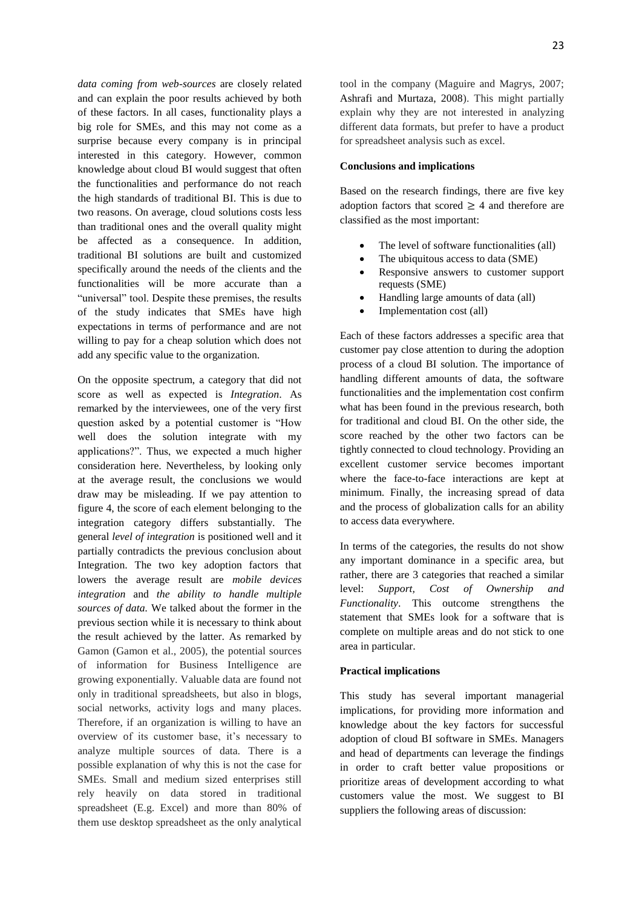*data coming from web-sources* are closely related and can explain the poor results achieved by both of these factors. In all cases, functionality plays a big role for SMEs, and this may not come as a surprise because every company is in principal interested in this category. However, common knowledge about cloud BI would suggest that often the functionalities and performance do not reach the high standards of traditional BI. This is due to two reasons. On average, cloud solutions costs less than traditional ones and the overall quality might be affected as a consequence. In addition, traditional BI solutions are built and customized specifically around the needs of the clients and the functionalities will be more accurate than a "universal" tool. Despite these premises, the results of the study indicates that SMEs have high expectations in terms of performance and are not willing to pay for a cheap solution which does not add any specific value to the organization.

On the opposite spectrum, a category that did not score as well as expected is *Integration*. As remarked by the interviewees, one of the very first question asked by a potential customer is "How well does the solution integrate with my applications?". Thus, we expected a much higher consideration here. Nevertheless, by looking only at the average result, the conclusions we would draw may be misleading. If we pay attention to figure 4, the score of each element belonging to the integration category differs substantially. The general *level of integration* is positioned well and it partially contradicts the previous conclusion about Integration. The two key adoption factors that lowers the average result are *mobile devices integration* and *the ability to handle multiple sources of data*. We talked about the former in the previous section while it is necessary to think about the result achieved by the latter. As remarked by Gamon (Gamon et al., 2005), the potential sources of information for Business Intelligence are growing exponentially. Valuable data are found not only in traditional spreadsheets, but also in blogs, social networks, activity logs and many places. Therefore, if an organization is willing to have an overview of its customer base, it's necessary to analyze multiple sources of data. There is a possible explanation of why this is not the case for SMEs. Small and medium sized enterprises still rely heavily on data stored in traditional spreadsheet (E.g. Excel) and more than 80% of them use desktop spreadsheet as the only analytical tool in the company (Maguire and Magrys, 2007; Ashrafi and Murtaza, 2008). This might partially explain why they are not interested in analyzing different data formats, but prefer to have a product for spreadsheet analysis such as excel.

**Conclusions and implications**

Based on the research findings, there are five key adoption factors that scored $\geq 4$ and therefore are classified as the most important:

- The level of software functionalities (all)
- The ubiquitous access to data (SME)
- Responsive answers to customer support requests (SME)
- Handling large amounts of data (all)
- Implementation cost (all)

Each of these factors addresses a specific area that customer pay close attention to during the adoption process of a cloud BI solution. The importance of handling different amounts of data, the software functionalities and the implementation cost confirm what has been found in the previous research, both for traditional and cloud BI. On the other side, the score reached by the other two factors can be tightly connected to cloud technology. Providing an excellent customer service becomes important where the face-to-face interactions are kept at minimum. Finally, the increasing spread of data and the process of globalization calls for an ability to access data everywhere.

In terms of the categories, the results do not show any important dominance in a specific area, but rather, there are 3 categories that reached a similar level: *Support, Cost of Ownership and Functionality*. This outcome strengthens the statement that SMEs look for a software that is complete on multiple areas and do not stick to one area in particular.

**Practical implications**

This study has several important managerial implications, for providing more information and knowledge about the key factors for successful adoption of cloud BI software in SMEs. Managers and head of departments can leverage the findings in order to craft better value propositions or prioritize areas of development according to what customers value the most. We suggest to BI suppliers the following areas of discussion: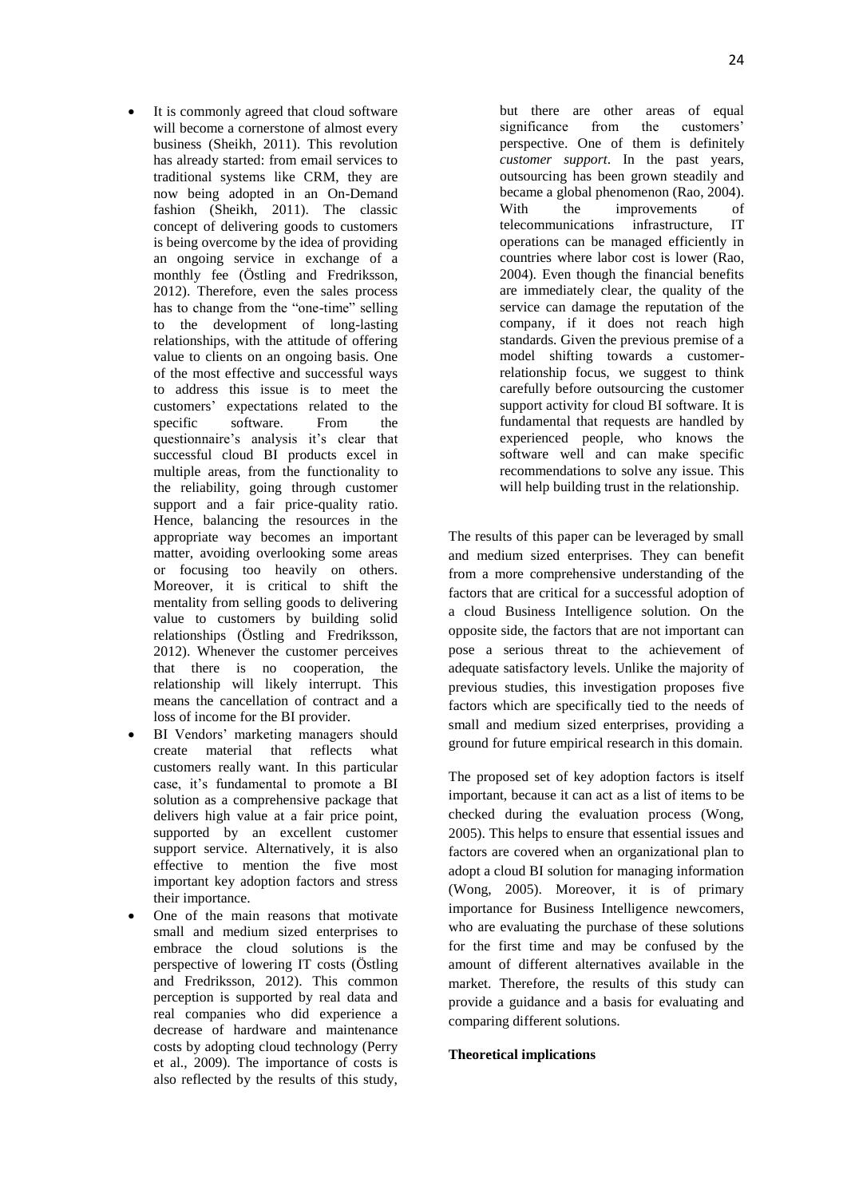- It is commonly agreed that cloud software will become a cornerstone of almost every business (Sheikh, 2011). This revolution has already started: from email services to traditional systems like CRM, they are now being adopted in an On-Demand fashion (Sheikh, 2011). The classic concept of delivering goods to customers is being overcome by the idea of providing an ongoing service in exchange of a monthly fee (Östling and Fredriksson, 2012). Therefore, even the sales process has to change from the "one-time" selling to the development of long-lasting relationships, with the attitude of offering value to clients on an ongoing basis. One of the most effective and successful ways to address this issue is to meet the customers' expectations related to the specific software. From the questionnaire's analysis it's clear that successful cloud BI products excel in multiple areas, from the functionality to the reliability, going through customer support and a fair price-quality ratio. Hence, balancing the resources in the appropriate way becomes an important matter, avoiding overlooking some areas or focusing too heavily on others. Moreover, it is critical to shift the mentality from selling goods to delivering value to customers by building solid relationships (Östling and Fredriksson, 2012). Whenever the customer perceives that there is no cooperation, the relationship will likely interrupt. This means the cancellation of contract and a loss of income for the BI provider.
- BI Vendors' marketing managers should create material that reflects what customers really want. In this particular case, it's fundamental to promote a BI solution as a comprehensive package that delivers high value at a fair price point, supported by an excellent customer support service. Alternatively, it is also effective to mention the five most important key adoption factors and stress their importance.
- One of the main reasons that motivate small and medium sized enterprises to embrace the cloud solutions is the perspective of lowering IT costs (Östling and Fredriksson, 2012). This common perception is supported by real data and real companies who did experience a decrease of hardware and maintenance costs by adopting cloud technology (Perry et al., 2009). The importance of costs is also reflected by the results of this study, but there are other areas of equal significance from the customers' perspective. One of them is definitely *customer support*. In the past years, outsourcing has been grown steadily and became a global phenomenon (Rao, 2004). With the improvements of telecommunications infrastructure, IT operations can be managed efficiently in countries where labor cost is lower (Rao, 2004). Even though the financial benefits are immediately clear, the quality of the service can damage the reputation of the company, if it does not reach high standards. Given the previous premise of a model shifting towards a customer-relationship focus, we suggest to think carefully before outsourcing the customer support activity for cloud BI software. It is fundamental that requests are handled by experienced people, who knows the software well and can make specific recommendations to solve any issue. This will help building trust in the relationship.

The results of this paper can be leveraged by small and medium sized enterprises. They can benefit from a more comprehensive understanding of the factors that are critical for a successful adoption of a cloud Business Intelligence solution. On the opposite side, the factors that are not important can pose a serious threat to the achievement of adequate satisfactory levels. Unlike the majority of previous studies, this investigation proposes five factors which are specifically tied to the needs of small and medium sized enterprises, providing a ground for future empirical research in this domain.

The proposed set of key adoption factors is itself important, because it can act as a list of items to be checked during the evaluation process (Wong, 2005). This helps to ensure that essential issues and factors are covered when an organizational plan to adopt a cloud BI solution for managing information (Wong, 2005). Moreover, it is of primary importance for Business Intelligence newcomers, who are evaluating the purchase of these solutions for the first time and may be confused by the amount of different alternatives available in the market. Therefore, the results of this study can provide a guidance and a basis for evaluating and comparing different solutions.

**Theoretical implications**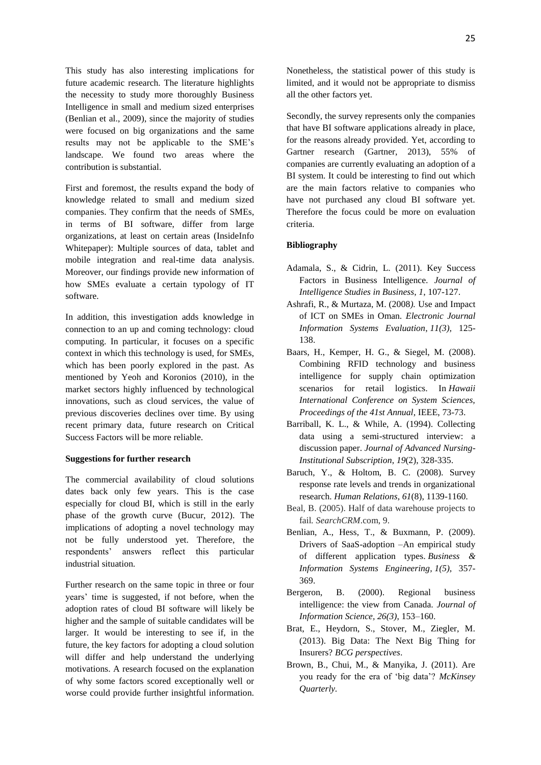This study has also interesting implications for future academic research. The literature highlights the necessity to study more thoroughly Business Intelligence in small and medium sized enterprises (Benlian et al., 2009), since the majority of studies were focused on big organizations and the same results may not be applicable to the SME's landscape. We found two areas where the contribution is substantial.

First and foremost, the results expand the body of knowledge related to small and medium sized companies. They confirm that the needs of SMEs, in terms of BI software, differ from large organizations, at least on certain areas (InsideInfo Whitepaper): Multiple sources of data, tablet and mobile integration and real-time data analysis. Moreover, our findings provide new information of how SMEs evaluate a certain typology of IT software.

In addition, this investigation adds knowledge in connection to an up and coming technology: cloud computing. In particular, it focuses on a specific context in which this technology is used, for SMEs, which has been poorly explored in the past. As mentioned by Yeoh and Koronios (2010), in the market sectors highly influenced by technological innovations, such as cloud services, the value of previous discoveries declines over time. By using recent primary data, future research on Critical Success Factors will be more reliable.

**Suggestions for further research**

The commercial availability of cloud solutions dates back only few years. This is the case especially for cloud BI, which is still in the early phase of the growth curve (Bucur, 2012). The implications of adopting a novel technology may not be fully understood yet. Therefore, the respondents' answers reflect this particular industrial situation.

Further research on the same topic in three or four years' time is suggested, if not before, when the adoption rates of cloud BI software will likely be higher and the sample of suitable candidates will be larger. It would be interesting to see if, in the future, the key factors for adopting a cloud solution will differ and help understand the underlying motivations. A research focused on the explanation of why some factors scored exceptionally well or worse could provide further insightful information. Nonetheless, the statistical power of this study is limited, and it would not be appropriate to dismiss all the other factors yet.

Secondly, the survey represents only the companies that have BI software applications already in place, for the reasons already provided. Yet, according to Gartner research (Gartner, 2013), 55% of companies are currently evaluating an adoption of a BI system. It could be interesting to find out which are the main factors relative to companies who have not purchased any cloud BI software yet. Therefore the focus could be more on evaluation criteria.

**Bibliography**

Adamala, S., & Cidrin, L. (2011). Key Success Factors in Business Intelligence. *Journal of Intelligence Studies in Business, 1*, 107-127.

Ashrafi, R., & Murtaza, M. (2008). Use and Impact of ICT on SMEs in Oman. *Electronic Journal Information Systems Evaluation*, *11(3),* 125-138.

Baars, H., Kemper, H. G., & Siegel, M. (2008). Combining RFID technology and business intelligence for supply chain optimization scenarios for retail logistics. In *Hawaii International Conference on System Sciences, Proceedings of the 41st Annual*, IEEE, 73-73.

Barriball, K. L., & While, A. (1994). Collecting data using a semi-structured interview: a discussion paper. *Journal of Advanced Nursing-Institutional Subscription*, *19*(2), 328-335.

Baruch, Y., & Holtom, B. C. (2008). Survey response rate levels and trends in organizational research. *Human Relations*, *61*(8), 1139-1160.

Beal, B. (2005). Half of data warehouse projects to fail. *SearchCRM*.com, 9.

Benlian, A., Hess, T., & Buxmann, P. (2009). Drivers of SaaS-adoption –An empirical study of different application types. *Business & Information Systems Engineering*, *1(5),* 357-369.

Bergeron, B. (2000). Regional business intelligence: the view from Canada. *Journal of Information Science, 26(3)*, 153–160.

Brat, E., Heydorn, S., Stover, M., Ziegler, M. (2013). Big Data: The Next Big Thing for Insurers? *BCG perspectives*.

Brown, B., Chui, M., & Manyika, J. (2011). Are you ready for the era of 'big data'? *McKinsey Quarterly.*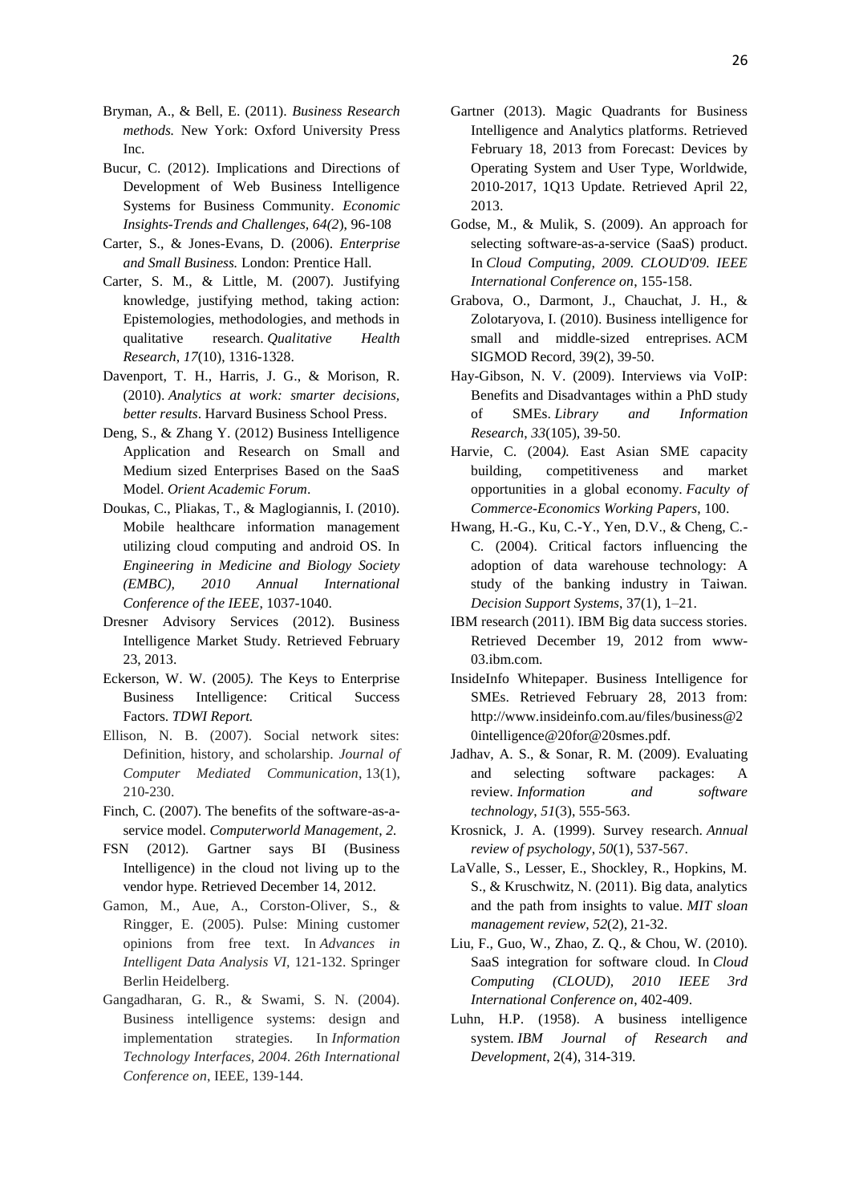Bryman, A., & Bell, E. (2011). *Business Research methods.* New York: Oxford University Press Inc.

Bucur, C. (2012). Implications and Directions of Development of Web Business Intelligence Systems for Business Community. *Economic Insights-Trends and Challenges, 64(2*), 96-108

Carter, S., & Jones-Evans, D. (2006). *Enterprise and Small Business.* London: Prentice Hall.

Carter, S. M., & Little, M. (2007). Justifying knowledge, justifying method, taking action: Epistemologies, methodologies, and methods in qualitative research. *Qualitative Health Research*, *17*(10), 1316-1328.

Davenport, T. H., Harris, J. G., & Morison, R. (2010). *Analytics at work: smarter decisions, better results*. Harvard Business School Press.

Deng, S., & Zhang Y. (2012) Business Intelligence Application and Research on Small and Medium sized Enterprises Based on the SaaS Model. *Orient Academic Forum*.

Doukas, C., Pliakas, T., & Maglogiannis, I. (2010). Mobile healthcare information management utilizing cloud computing and android OS. In *Engineering in Medicine and Biology Society (EMBC), 2010 Annual International Conference of the IEEE*, 1037-1040.

Dresner Advisory Services (2012). Business Intelligence Market Study. Retrieved February 23, 2013.

Eckerson, W. W. (2005*).* The Keys to Enterprise Business Intelligence: Critical Success Factors. *TDWI Report.*

Ellison, N. B. (2007). Social network sites: Definition, history, and scholarship. *Journal of Computer Mediated Communication*, 13(1), 210-230.

Finch, C. (2007). The benefits of the software-as-a-service model. *Computerworld Management*, *2*.

FSN (2012). Gartner says BI (Business Intelligence) in the cloud not living up to the vendor hype. Retrieved December 14, 2012.

Gamon, M., Aue, A., Corston-Oliver, S., & Ringger, E. (2005). Pulse: Mining customer opinions from free text. In *Advances in Intelligent Data Analysis VI,* 121-132. Springer Berlin Heidelberg.

Gangadharan, G. R., & Swami, S. N. (2004). Business intelligence systems: design and implementation strategies. In *Information Technology Interfaces, 2004. 26th International Conference on*, IEEE, 139-144.

Gartner (2013). Magic Quadrants for Business Intelligence and Analytics platforms. Retrieved February 18, 2013 from Forecast: Devices by Operating System and User Type, Worldwide, 2010-2017, 1Q13 Update. Retrieved April 22, 2013.

Godse, M., & Mulik, S. (2009). An approach for selecting software-as-a-service (SaaS) product. In *Cloud Computing, 2009. CLOUD'09. IEEE International Conference on*, 155-158.

Grabova, O., Darmont, J., Chauchat, J. H., & Zolotaryova, I. (2010). Business intelligence for small and middle-sized entreprises. ACM SIGMOD Record, 39(2), 39-50.

Hay-Gibson, N. V. (2009). Interviews via VoIP: Benefits and Disadvantages within a PhD study of SMEs. *Library and Information Research*, *33*(105), 39-50.

Harvie, C. (2004*).* East Asian SME capacity building, competitiveness and market opportunities in a global economy. *Faculty of Commerce-Economics Working Papers*, 100.

Hwang, H.-G., Ku, C.-Y., Yen, D.V., & Cheng, C.-C. (2004). Critical factors influencing the adoption of data warehouse technology: A study of the banking industry in Taiwan. *Decision Support Systems*, 37(1), 1–21.

IBM research (2011). IBM Big data success stories. Retrieved December 19, 2012 from www-03.ibm.com.

InsideInfo Whitepaper. Business Intelligence for SMEs. Retrieved February 28, 2013 from: http://www.insideinfo.com.au/files/business@20intelligence@20for@20smes.pdf.

Jadhav, A. S., & Sonar, R. M. (2009). Evaluating and selecting software packages: A review. *Information and software technology*, *51*(3), 555-563.

Krosnick, J. A. (1999). Survey research. *Annual review of psychology*, *50*(1), 537-567.

LaValle, S., Lesser, E., Shockley, R., Hopkins, M. S., & Kruschwitz, N. (2011). Big data, analytics and the path from insights to value. *MIT sloan management review*, *52*(2), 21-32.

Liu, F., Guo, W., Zhao, Z. Q., & Chou, W. (2010). SaaS integration for software cloud. In *Cloud Computing (CLOUD), 2010 IEEE 3rd International Conference on*, 402-409.

Luhn, H.P. (1958). A business intelligence system. *IBM Journal of Research and Development*, 2(4), 314-319.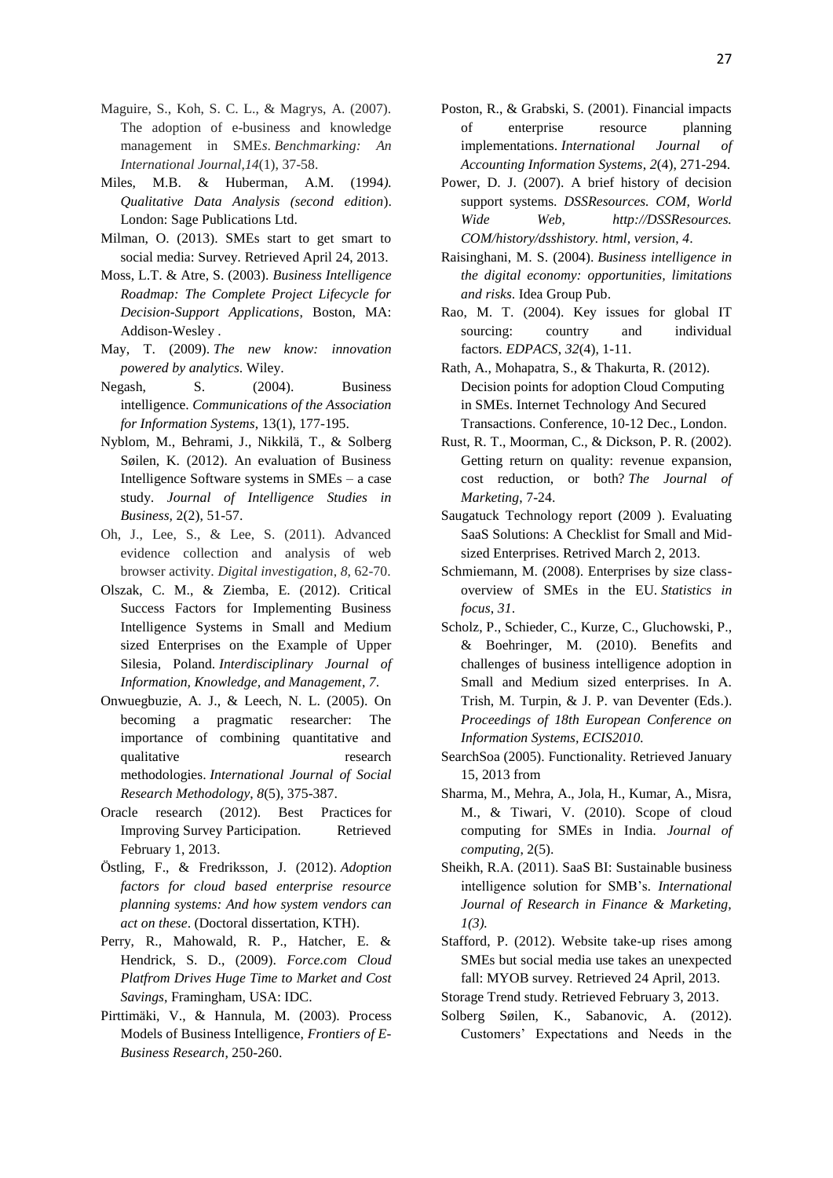Maguire, S., Koh, S. C. L., & Magrys, A. (2007). The adoption of e-business and knowledge management in SMEs. *Benchmarking: An International Journal,14*(1), 37-58.

Miles, M.B. & Huberman, A.M. (1994*). Qualitative Data Analysis (second edition*). London: Sage Publications Ltd.

Milman, O. (2013). SMEs start to get smart to social media: Survey. Retrieved April 24, 2013.

Moss, L.T. & Atre, S. (2003). *Business Intelligence Roadmap: The Complete Project Lifecycle for Decision-Support Applications*, Boston, MA: Addison-Wesley .

May, T. (2009). *The new know: innovation powered by analytics*. Wiley.

Negash, S. (2004). Business intelligence. *Communications of the Association for Information Systems,* 13(1), 177-195.

Nyblom, M., Behrami, J., Nikkilä, T., & Solberg Søilen, K. (2012). An evaluation of Business Intelligence Software systems in SMEs – a case study. *Journal of Intelligence Studies in Business,* 2(2), 51-57.

Oh, J., Lee, S., & Lee, S. (2011). Advanced evidence collection and analysis of web browser activity. *Digital investigation*, *8*, 62-70.

Olszak, C. M., & Ziemba, E. (2012). Critical Success Factors for Implementing Business Intelligence Systems in Small and Medium sized Enterprises on the Example of Upper Silesia, Poland. *Interdisciplinary Journal of Information, Knowledge, and Management*, *7*.

Onwuegbuzie, A. J., & Leech, N. L. (2005). On becoming a pragmatic researcher: The importance of combining quantitative and qualitative research methodologies. *International Journal of Social Research Methodology*, *8*(5), 375-387.

Oracle research (2012). Best Practices for Improving Survey Participation. Retrieved February 1, 2013.

Östling, F., & Fredriksson, J. (2012). *Adoption factors for cloud based enterprise resource planning systems: And how system vendors can act on these*. (Doctoral dissertation, KTH).

Perry, R., Mahowald, R. P., Hatcher, E. & Hendrick, S. D., (2009). *Force.com Cloud Platfrom Drives Huge Time to Market and Cost Savings*, Framingham, USA: IDC.

Pirttimäki, V., & Hannula, M. (2003). Process Models of Business Intelligence, *Frontiers of E-Business Research*, 250-260.

Poston, R., & Grabski, S. (2001). Financial impacts of enterprise resource planning implementations. *International Journal of Accounting Information Systems*, *2*(4), 271-294.

Power, D. J. (2007). A brief history of decision support systems. *DSSResources. COM, World Wide Web, http://DSSResources. COM/history/dsshistory. html, version*, *4*.

Raisinghani, M. S. (2004). *Business intelligence in the digital economy: opportunities, limitations and risks*. Idea Group Pub.

Rao, M. T. (2004). Key issues for global IT sourcing: country and individual factors. *EDPACS*, *32*(4), 1-11.

Rath, A., Mohapatra, S., & Thakurta, R. (2012). Decision points for adoption Cloud Computing in SMEs. Internet Technology And Secured Transactions. Conference, 10-12 Dec., London.

Rust, R. T., Moorman, C., & Dickson, P. R. (2002). Getting return on quality: revenue expansion, cost reduction, or both? *The Journal of Marketing*, 7-24.

Saugatuck Technology report (2009 ). Evaluating SaaS Solutions: A Checklist for Small and Mid-sized Enterprises. Retrived March 2, 2013.

Schmiemann, M. (2008). Enterprises by size class-overview of SMEs in the EU. *Statistics in focus*, *31*.

Scholz, P., Schieder, C., Kurze, C., Gluchowski, P., & Boehringer, M. (2010). Benefits and challenges of business intelligence adoption in Small and Medium sized enterprises. In A. Trish, M. Turpin, & J. P. van Deventer (Eds.). *Proceedings of 18th European Conference on Information Systems, ECIS2010.*

SearchSoa (2005). Functionality. Retrieved January 15, 2013 from

Sharma, M., Mehra, A., Jola, H., Kumar, A., Misra, M., & Tiwari, V. (2010). Scope of cloud computing for SMEs in India. *Journal of computing*, 2(5).

Sheikh, R.A. (2011). SaaS BI: Sustainable business intelligence solution for SMB's. *International Journal of Research in Finance & Marketing, 1(3).*

Stafford, P. (2012). Website take-up rises among SMEs but social media use takes an unexpected fall: MYOB survey. Retrieved 24 April, 2013.

Storage Trend study. Retrieved February 3, 2013.

Solberg Søilen, K., Sabanovic, A. (2012). Customers' Expectations and Needs in the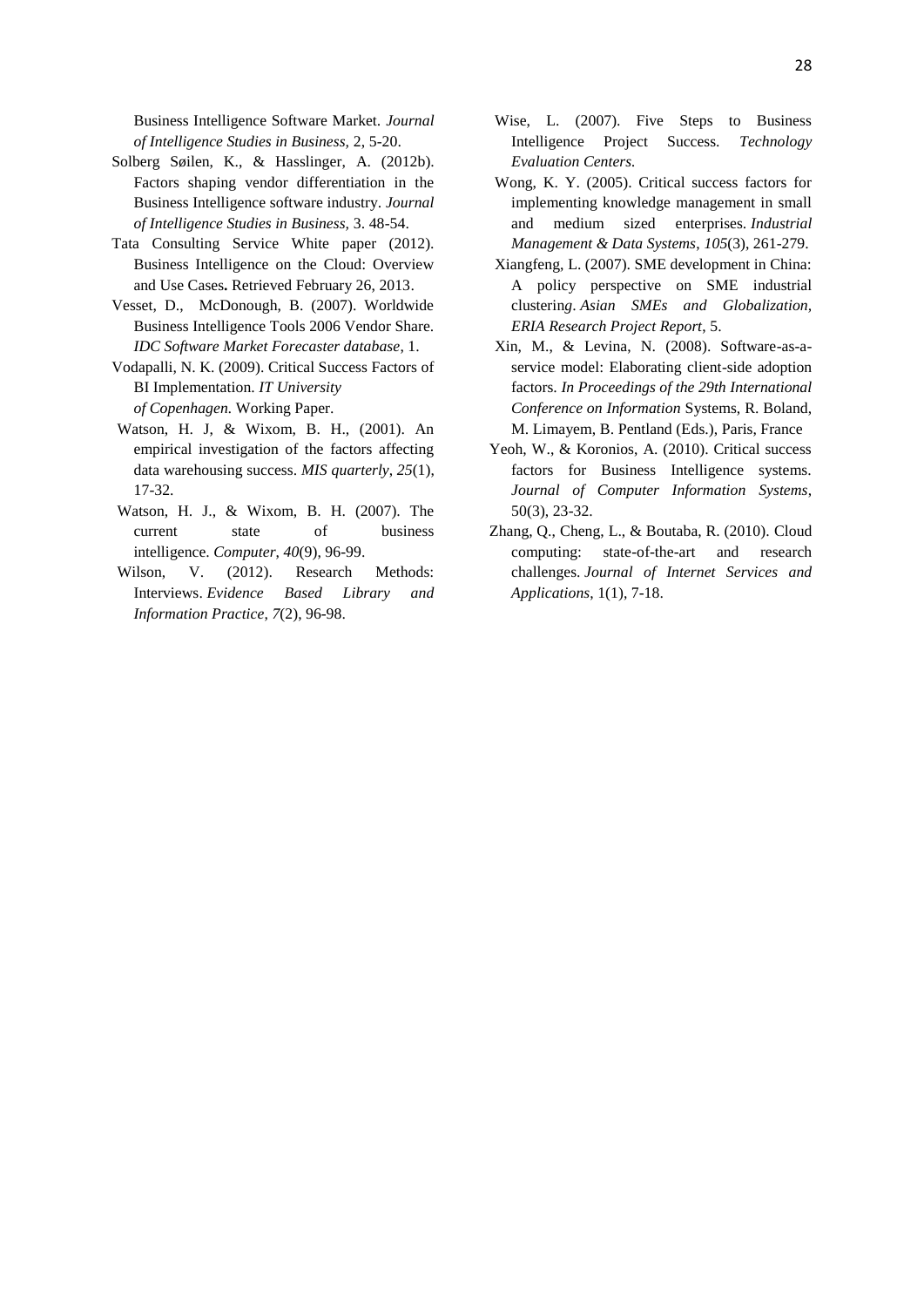Business Intelligence Software Market. *Journal of Intelligence Studies in Business,* 2, 5-20.

Solberg Søilen, K., & Hasslinger, A. (2012b). Factors shaping vendor differentiation in the Business Intelligence software industry. *Journal of Intelligence Studies in Business,* 3. 48-54.

Tata Consulting Service White paper (2012). Business Intelligence on the Cloud: Overview and Use Cases**.** Retrieved February 26, 2013.

Vesset, D., McDonough, B. (2007). Worldwide Business Intelligence Tools 2006 Vendor Share. *IDC Software Market Forecaster database*, 1.

Vodapalli, N. K. (2009). Critical Success Factors of BI Implementation. *IT University of Copenhagen.* Working Paper.

Watson, H. J, & Wixom, B. H., (2001). An empirical investigation of the factors affecting data warehousing success. *MIS quarterly*, *25*(1), 17-32.

Watson, H. J., & Wixom, B. H. (2007). The current state of business intelligence. *Computer*, *40*(9), 96-99.

Wilson, V. (2012). Research Methods: Interviews. *Evidence Based Library and Information Practice*, *7*(2), 96-98.

Wise, L. (2007). Five Steps to Business Intelligence Project Success. *Technology Evaluation Centers.*

Wong, K. Y. (2005). Critical success factors for implementing knowledge management in small and medium sized enterprises. *Industrial Management & Data Systems*, *105*(3), 261-279.

Xiangfeng, L. (2007). SME development in China: A policy perspective on SME industrial clustering. *Asian SMEs and Globalization, ERIA Research Project Report*, 5.

Xin, M., & Levina, N. (2008). Software-as-a-service model: Elaborating client-side adoption factors. *In Proceedings of the 29th International Conference on Information* Systems, R. Boland, M. Limayem, B. Pentland (Eds.), Paris, France

Yeoh, W., & Koronios, A. (2010). Critical success factors for Business Intelligence systems. *Journal of Computer Information Systems*, 50(3), 23-32.

Zhang, Q., Cheng, L., & Boutaba, R. (2010). Cloud computing: state-of-the-art and research challenges. *Journal of Internet Services and Applications*, 1(1), 7-18.